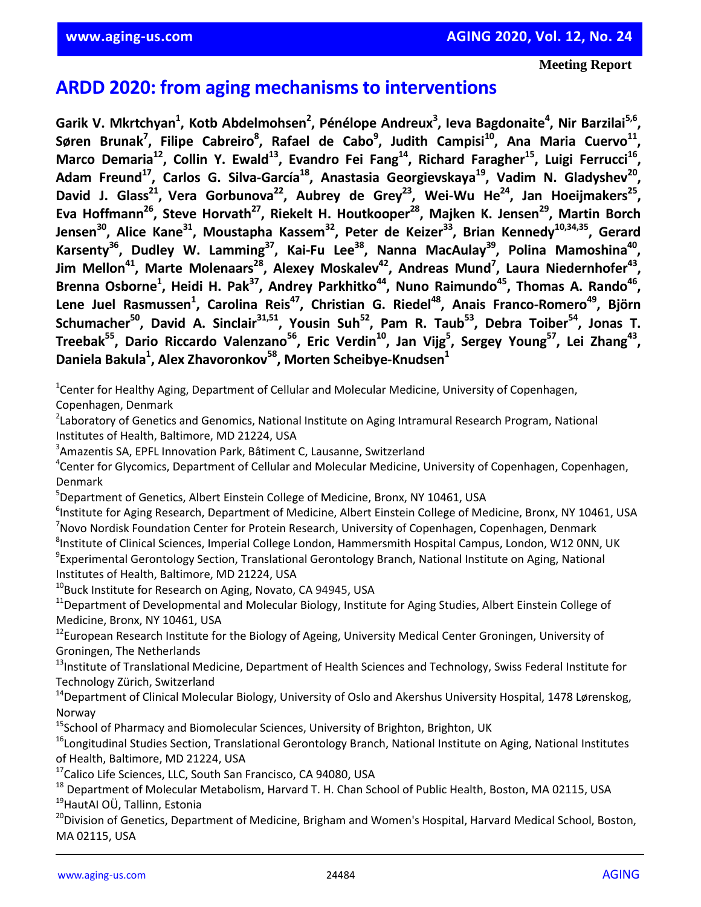Meeting Report

# ARDD 2020: from aging mechanisms to interventions

**Garik V. Mkrtchyan[1], Kotb Abdelmohsen[2], Pénélope Andreux[3], Ieva Bagdonaite[4], Nir Barzilai[5,6], Søren Brunak[7], Filipe Cabreiro[8], Rafael de Cabo[9], Judith Campisi[10], Ana Maria Cuervo[11], Marco Demaria[12], Collin Y. Ewald[13], Evandro Fei Fang[14], Richard Faragher[15], Luigi Ferrucci[16], Adam Freund[17], Carlos G. Silva-García[18], Anastasia Georgievskaya[19], Vadim N. Gladyshev[20], David J. Glass[21], Vera Gorbunova[22], Aubrey de Grey[23], Wei-Wu He[24], Jan Hoeijmakers[25], Eva Hoffmann[26], Steve Horvath[27], Riekelt H. Houtkooper[28], Majken K. Jensen[29], Martin Borch Jensen[30], Alice Kane[31], Moustapha Kassem[32], Peter de Keizer[33], Brian Kennedy[10,34,35], Gerard Karsenty[36], Dudley W. Lamming[37], Kai-Fu Lee[38], Nanna MacAulay[39], Polina Mamoshina[40], Jim Mellon[41], Marte Molenaars[28], Alexey Moskalev[42], Andreas Mund[7], Laura Niedernhofer[43], Brenna Osborne[1], Heidi H. Pak[37], Andrey Parkhitko[44], Nuno Raimundo[45], Thomas A. Rando[46], Lene Juel Rasmussen[1], Carolina Reis[47], Christian G. Riedel[48], Anais Franco-Romero[49], Björn Schumacher[50], David A. Sinclair[31,51], Yousin Suh[52], Pam R. Taub[53], Debra Toiber[54], Jonas T. Treebak[55], Dario Riccardo Valenzano[56], Eric Verdin[10], Jan Vijg[5], Sergey Young[57], Lei Zhang[43], Daniela Bakula[1], Alex Zhavoronkov[58], Morten Scheibye-Knudsen[1]**

[1]Center for Healthy Aging, Department of Cellular and Molecular Medicine, University of Copenhagen, Copenhagen, Denmark

[2]Laboratory of Genetics and Genomics, National Institute on Aging Intramural Research Program, National Institutes of Health, Baltimore, MD 21224, USA

[3]Amazentis SA, EPFL Innovation Park, Bâtiment C, Lausanne, Switzerland

[4]Center for Glycomics, Department of Cellular and Molecular Medicine, University of Copenhagen, Copenhagen, Denmark

[5]Department of Genetics, Albert Einstein College of Medicine, Bronx, NY 10461, USA

[6]Institute for Aging Research, Department of Medicine, Albert Einstein College of Medicine, Bronx, NY 10461, USA

[7]Novo Nordisk Foundation Center for Protein Research, University of Copenhagen, Copenhagen, Denmark

[8]Institute of Clinical Sciences, Imperial College London, Hammersmith Hospital Campus, London, W12 0NN, UK

[9]Experimental Gerontology Section, Translational Gerontology Branch, National Institute on Aging, National Institutes of Health, Baltimore, MD 21224, USA

[10]Buck Institute for Research on Aging, Novato, CA 94945, USA

[11]Department of Developmental and Molecular Biology, Institute for Aging Studies, Albert Einstein College of Medicine, Bronx, NY 10461, USA

[12]European Research Institute for the Biology of Ageing, University Medical Center Groningen, University of Groningen, The Netherlands

[13]Institute of Translational Medicine, Department of Health Sciences and Technology, Swiss Federal Institute for Technology Zürich, Switzerland

[14]Department of Clinical Molecular Biology, University of Oslo and Akershus University Hospital, 1478 Lørenskog, Norway

[15]School of Pharmacy and Biomolecular Sciences, University of Brighton, Brighton, UK

[16]Longitudinal Studies Section, Translational Gerontology Branch, National Institute on Aging, National Institutes of Health, Baltimore, MD 21224, USA

[17]Calico Life Sciences, LLC, South San Francisco, CA 94080, USA

[18]Department of Molecular Metabolism, Harvard T. H. Chan School of Public Health, Boston, MA 02115, USA

[19]HautAI OÜ, Tallinn, Estonia

[20]Division of Genetics, Department of Medicine, Brigham and Women's Hospital, Harvard Medical School, Boston, MA 02115, USA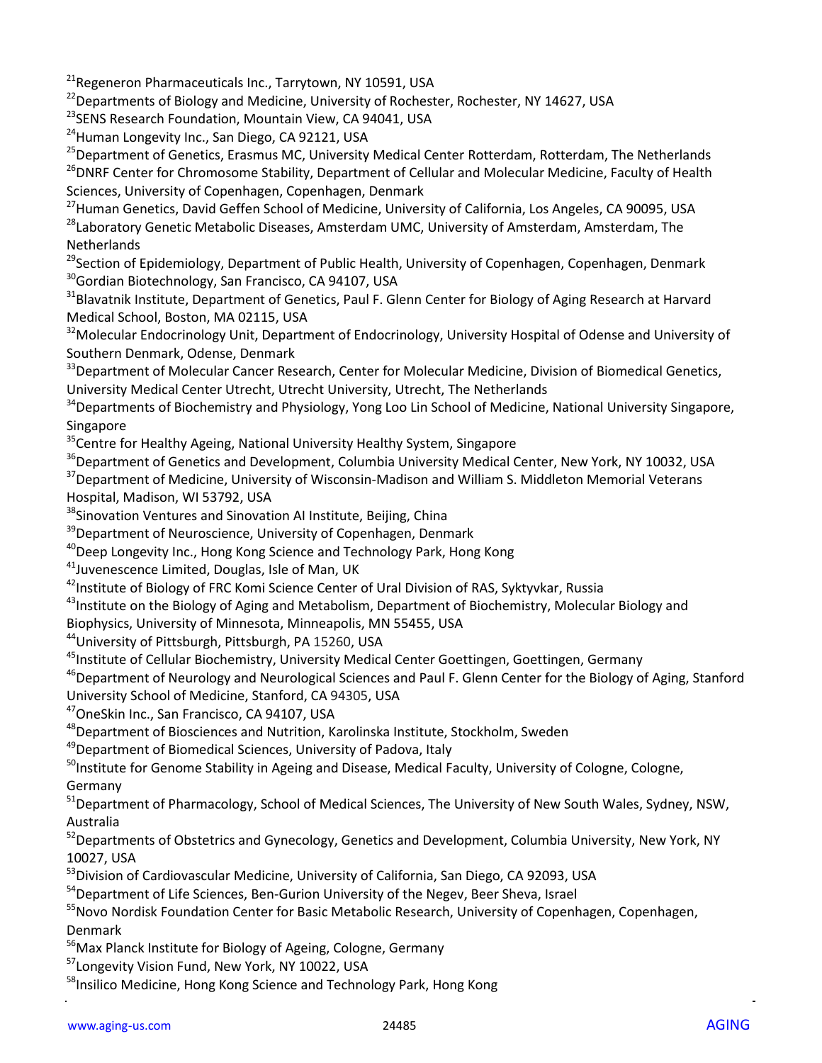[21]Regeneron Pharmaceuticals Inc., Tarrytown, NY 10591, USA
[22]Departments of Biology and Medicine, University of Rochester, Rochester, NY 14627, USA
[23]SENS Research Foundation, Mountain View, CA 94041, USA
[24]Human Longevity Inc., San Diego, CA 92121, USA
[25]Department of Genetics, Erasmus MC, University Medical Center Rotterdam, Rotterdam, The Netherlands
[26]DNRF Center for Chromosome Stability, Department of Cellular and Molecular Medicine, Faculty of Health Sciences, University of Copenhagen, Copenhagen, Denmark
[27]Human Genetics, David Geffen School of Medicine, University of California, Los Angeles, CA 90095, USA
[28]Laboratory Genetic Metabolic Diseases, Amsterdam UMC, University of Amsterdam, Amsterdam, The Netherlands
[29]Section of Epidemiology, Department of Public Health, University of Copenhagen, Copenhagen, Denmark
[30]Gordian Biotechnology, San Francisco, CA 94107, USA
[31]Blavatnik Institute, Department of Genetics, Paul F. Glenn Center for Biology of Aging Research at Harvard Medical School, Boston, MA 02115, USA
[32]Molecular Endocrinology Unit, Department of Endocrinology, University Hospital of Odense and University of Southern Denmark, Odense, Denmark
[33]Department of Molecular Cancer Research, Center for Molecular Medicine, Division of Biomedical Genetics, University Medical Center Utrecht, Utrecht University, Utrecht, The Netherlands
[34]Departments of Biochemistry and Physiology, Yong Loo Lin School of Medicine, National University Singapore, Singapore
[35]Centre for Healthy Ageing, National University Healthy System, Singapore
[36]Department of Genetics and Development, Columbia University Medical Center, New York, NY 10032, USA
[37]Department of Medicine, University of Wisconsin-Madison and William S. Middleton Memorial Veterans Hospital, Madison, WI 53792, USA
[38]Sinovation Ventures and Sinovation AI Institute, Beijing, China
[39]Department of Neuroscience, University of Copenhagen, Denmark
[40]Deep Longevity Inc., Hong Kong Science and Technology Park, Hong Kong
[41]Juvenescence Limited, Douglas, Isle of Man, UK
[42]Institute of Biology of FRC Komi Science Center of Ural Division of RAS, Syktyvkar, Russia
[43]Institute on the Biology of Aging and Metabolism, Department of Biochemistry, Molecular Biology and Biophysics, University of Minnesota, Minneapolis, MN 55455, USA
[44]University of Pittsburgh, Pittsburgh, PA 15260, USA
[45]Institute of Cellular Biochemistry, University Medical Center Goettingen, Goettingen, Germany
[46]Department of Neurology and Neurological Sciences and Paul F. Glenn Center for the Biology of Aging, Stanford University School of Medicine, Stanford, CA 94305, USA
[47]OneSkin Inc., San Francisco, CA 94107, USA
[48]Department of Biosciences and Nutrition, Karolinska Institute, Stockholm, Sweden
[49]Department of Biomedical Sciences, University of Padova, Italy
[50]Institute for Genome Stability in Ageing and Disease, Medical Faculty, University of Cologne, Cologne, Germany
[51]Department of Pharmacology, School of Medical Sciences, The University of New South Wales, Sydney, NSW, Australia
[52]Departments of Obstetrics and Gynecology, Genetics and Development, Columbia University, New York, NY 10027, USA
[53]Division of Cardiovascular Medicine, University of California, San Diego, CA 92093, USA
[54]Department of Life Sciences, Ben-Gurion University of the Negev, Beer Sheva, Israel
[55]Novo Nordisk Foundation Center for Basic Metabolic Research, University of Copenhagen, Copenhagen, Denmark
[56]Max Planck Institute for Biology of Ageing, Cologne, Germany
[57]Longevity Vision Fund, New York, NY 10022, USA
[58]Insilico Medicine, Hong Kong Science and Technology Park, Hong Kong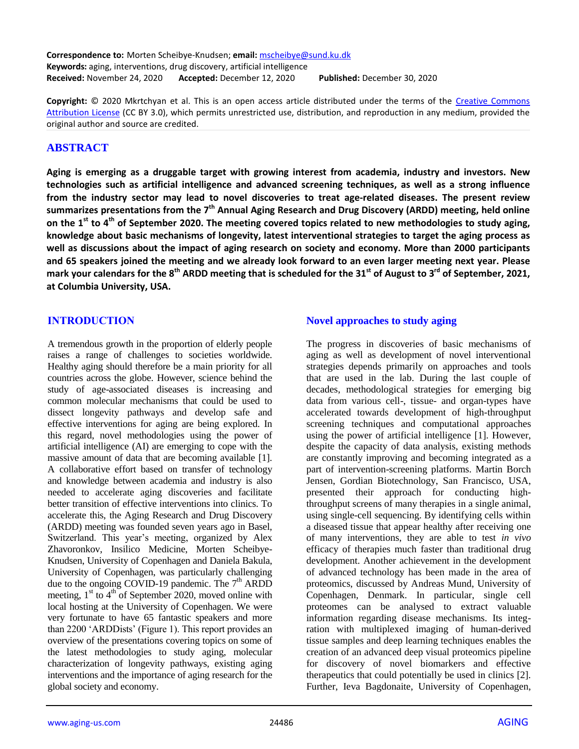**Correspondence to:** Morten Scheibye-Knudsen; **email:** mscheibye@sund.ku.dk
**Keywords:** aging, interventions, drug discovery, artificial intelligence
**Received:** November 24, 2020 **Accepted:** December 12, 2020 **Published:** December 30, 2020

**Copyright:** © 2020 Mkrtchyan et al. This is an open access article distributed under the terms of the Creative Commons Attribution License (CC BY 3.0), which permits unrestricted use, distribution, and reproduction in any medium, provided the original author and source are credited.

## ABSTRACT

**Aging is emerging as a druggable target with growing interest from academia, industry and investors. New technologies such as artificial intelligence and advanced screening techniques, as well as a strong influence from the industry sector may lead to novel discoveries to treat age-related diseases. The present review summarizes presentations from the 7th Annual Aging Research and Drug Discovery (ARDD) meeting, held online on the 1st to 4th of September 2020. The meeting covered topics related to new methodologies to study aging, knowledge about basic mechanisms of longevity, latest interventional strategies to target the aging process as well as discussions about the impact of aging research on society and economy. More than 2000 participants and 65 speakers joined the meeting and we already look forward to an even larger meeting next year. Please mark your calendars for the 8th ARDD meeting that is scheduled for the 31st of August to 3rd of September, 2021, at Columbia University, USA.**

## INTRODUCTION

A tremendous growth in the proportion of elderly people raises a range of challenges to societies worldwide. Healthy aging should therefore be a main priority for all countries across the globe. However, science behind the study of age-associated diseases is increasing and common molecular mechanisms that could be used to dissect longevity pathways and develop safe and effective interventions for aging are being explored. In this regard, novel methodologies using the power of artificial intelligence (AI) are emerging to cope with the massive amount of data that are becoming available [1]. A collaborative effort based on transfer of technology and knowledge between academia and industry is also needed to accelerate aging discoveries and facilitate better transition of effective interventions into clinics. To accelerate this, the Aging Research and Drug Discovery (ARDD) meeting was founded seven years ago in Basel, Switzerland. This year's meeting, organized by Alex Zhavoronkov, Insilico Medicine, Morten Scheibye-Knudsen, University of Copenhagen and Daniela Bakula, University of Copenhagen, was particularly challenging due to the ongoing COVID-19 pandemic. The 7th ARDD meeting, 1st to 4th of September 2020, moved online with local hosting at the University of Copenhagen. We were very fortunate to have 65 fantastic speakers and more than 2200 'ARDDists' (Figure 1). This report provides an overview of the presentations covering topics on some of the latest methodologies to study aging, molecular characterization of longevity pathways, existing aging interventions and the importance of aging research for the global society and economy.

### Novel approaches to study aging

The progress in discoveries of basic mechanisms of aging as well as development of novel interventional strategies depends primarily on approaches and tools that are used in the lab. During the last couple of decades, methodological strategies for emerging big data from various cell-, tissue- and organ-types have accelerated towards development of high-throughput screening techniques and computational approaches using the power of artificial intelligence [1]. However, despite the capacity of data analysis, existing methods are constantly improving and becoming integrated as a part of intervention-screening platforms. Martin Borch Jensen, Gordian Biotechnology, San Francisco, USA, presented their approach for conducting high-throughput screens of many therapies in a single animal, using single-cell sequencing. By identifying cells within a diseased tissue that appear healthy after receiving one of many interventions, they are able to test *in vivo* efficacy of therapies much faster than traditional drug development. Another achievement in the development of advanced technology has been made in the area of proteomics, discussed by Andreas Mund, University of Copenhagen, Denmark. In particular, single cell proteomes can be analysed to extract valuable information regarding disease mechanisms. Its integration with multiplexed imaging of human-derived tissue samples and deep learning techniques enables the creation of an advanced deep visual proteomics pipeline for discovery of novel biomarkers and effective therapeutics that could potentially be used in clinics [2]. Further, Ieva Bagdonaite, University of Copenhagen,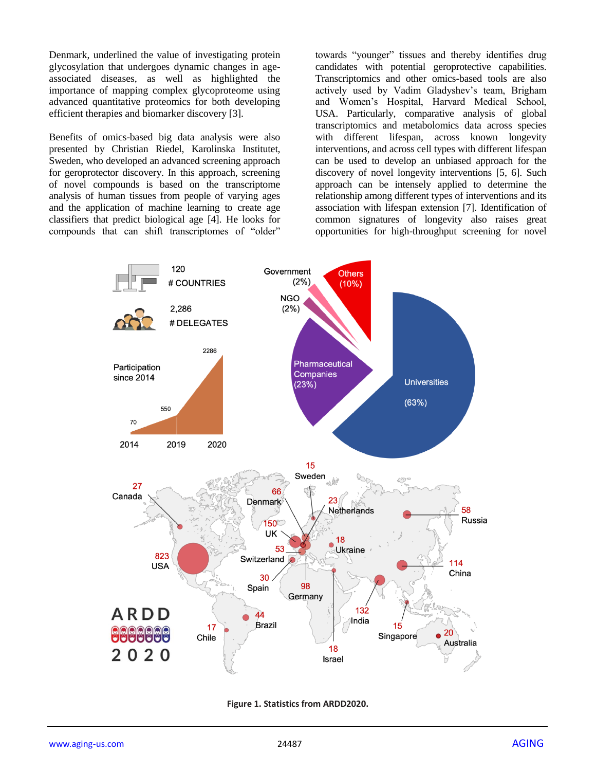Denmark, underlined the value of investigating protein glycosylation that undergoes dynamic changes in age-associated diseases, as well as highlighted the importance of mapping complex glycoproteome using advanced quantitative proteomics for both developing efficient therapies and biomarker discovery [3].

Benefits of omics-based big data analysis were also presented by Christian Riedel, Karolinska Institutet, Sweden, who developed an advanced screening approach for geroprotector discovery. In this approach, screening of novel compounds is based on the transcriptome analysis of human tissues from people of varying ages and the application of machine learning to create age classifiers that predict biological age [4]. He looks for compounds that can shift transcriptomes of "older" towards "younger" tissues and thereby identifies drug candidates with potential geroprotective capabilities. Transcriptomics and other omics-based tools are also actively used by Vadim Gladyshev's team, Brigham and Women's Hospital, Harvard Medical School, USA. Particularly, comparative analysis of global transcriptomics and metabolomics data across species with different lifespan, across known longevity interventions, and across cell types with different lifespan can be used to develop an unbiased approach for the discovery of novel longevity interventions [5, 6]. Such approach can be intensely applied to determine the relationship among different types of interventions and its association with lifespan extension [7]. Identification of common signatures of longevity also raises great opportunities for high-throughput screening for novel

**Figure 1. Statistics from ARDD2020.**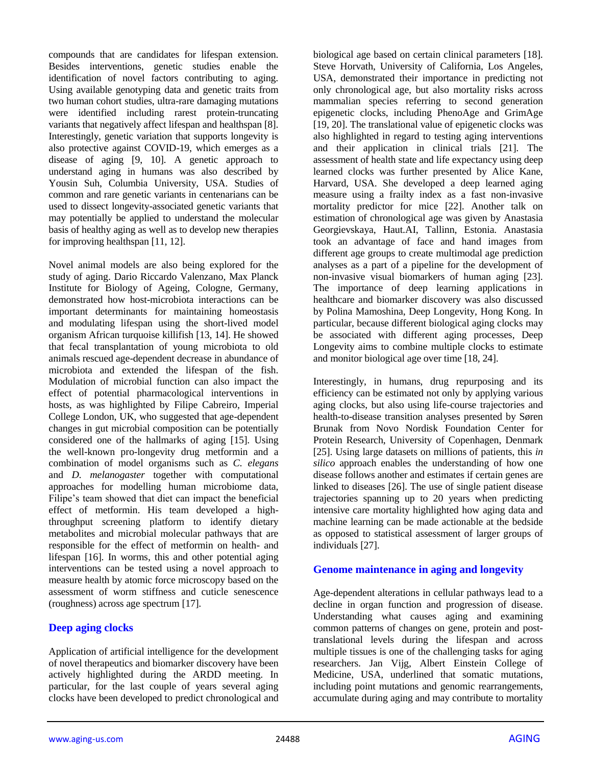compounds that are candidates for lifespan extension. Besides interventions, genetic studies enable the identification of novel factors contributing to aging. Using available genotyping data and genetic traits from two human cohort studies, ultra-rare damaging mutations were identified including rarest protein-truncating variants that negatively affect lifespan and healthspan [8]. Interestingly, genetic variation that supports longevity is also protective against COVID-19, which emerges as a disease of aging [9, 10]. A genetic approach to understand aging in humans was also described by Yousin Suh, Columbia University, USA. Studies of common and rare genetic variants in centenarians can be used to dissect longevity-associated genetic variants that may potentially be applied to understand the molecular basis of healthy aging as well as to develop new therapies for improving healthspan [11, 12].

Novel animal models are also being explored for the study of aging. Dario Riccardo Valenzano, Max Planck Institute for Biology of Ageing, Cologne, Germany, demonstrated how host-microbiota interactions can be important determinants for maintaining homeostasis and modulating lifespan using the short-lived model organism African turquoise killifish [13, 14]. He showed that fecal transplantation of young microbiota to old animals rescued age-dependent decrease in abundance of microbiota and extended the lifespan of the fish. Modulation of microbial function can also impact the effect of potential pharmacological interventions in hosts, as was highlighted by Filipe Cabreiro, Imperial College London, UK, who suggested that age-dependent changes in gut microbial composition can be potentially considered one of the hallmarks of aging [15]. Using the well-known pro-longevity drug metformin and a combination of model organisms such as *C. elegans* and *D. melanogaster* together with computational approaches for modelling human microbiome data, Filipe's team showed that diet can impact the beneficial effect of metformin. His team developed a high-throughput screening platform to identify dietary metabolites and microbial molecular pathways that are responsible for the effect of metformin on health- and lifespan [16]. In worms, this and other potential aging interventions can be tested using a novel approach to measure health by atomic force microscopy based on the assessment of worm stiffness and cuticle senescence (roughness) across age spectrum [17].

## Deep aging clocks

Application of artificial intelligence for the development of novel therapeutics and biomarker discovery have been actively highlighted during the ARDD meeting. In particular, for the last couple of years several aging clocks have been developed to predict chronological and biological age based on certain clinical parameters [18]. Steve Horvath, University of California, Los Angeles, USA, demonstrated their importance in predicting not only chronological age, but also mortality risks across mammalian species referring to second generation epigenetic clocks, including PhenoAge and GrimAge [19, 20]. The translational value of epigenetic clocks was also highlighted in regard to testing aging interventions and their application in clinical trials [21]. The assessment of health state and life expectancy using deep learned clocks was further presented by Alice Kane, Harvard, USA. She developed a deep learned aging measure using a frailty index as a fast non-invasive mortality predictor for mice [22]. Another talk on estimation of chronological age was given by Anastasia Georgievskaya, Haut.AI, Tallinn, Estonia. Anastasia took an advantage of face and hand images from different age groups to create multimodal age prediction analyses as a part of a pipeline for the development of non-invasive visual biomarkers of human aging [23]. The importance of deep learning applications in healthcare and biomarker discovery was also discussed by Polina Mamoshina, Deep Longevity, Hong Kong. In particular, because different biological aging clocks may be associated with different aging processes, Deep Longevity aims to combine multiple clocks to estimate and monitor biological age over time [18, 24].

Interestingly, in humans, drug repurposing and its efficiency can be estimated not only by applying various aging clocks, but also using life-course trajectories and health-to-disease transition analyses presented by Søren Brunak from Novo Nordisk Foundation Center for Protein Research, University of Copenhagen, Denmark [25]. Using large datasets on millions of patients, this *in silico* approach enables the understanding of how one disease follows another and estimates if certain genes are linked to diseases [26]. The use of single patient disease trajectories spanning up to 20 years when predicting intensive care mortality highlighted how aging data and machine learning can be made actionable at the bedside as opposed to statistical assessment of larger groups of individuals [27].

## Genome maintenance in aging and longevity

Age-dependent alterations in cellular pathways lead to a decline in organ function and progression of disease. Understanding what causes aging and examining common patterns of changes on gene, protein and post-translational levels during the lifespan and across multiple tissues is one of the challenging tasks for aging researchers. Jan Vijg, Albert Einstein College of Medicine, USA, underlined that somatic mutations, including point mutations and genomic rearrangements, accumulate during aging and may contribute to mortality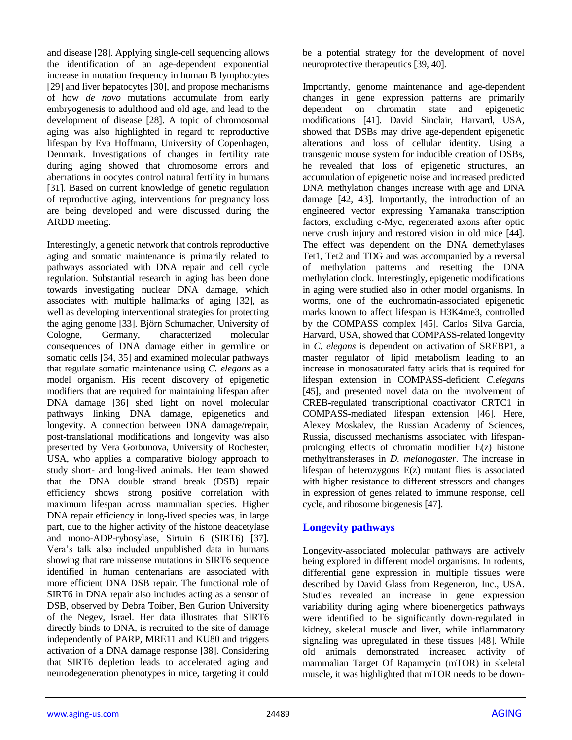and disease [28]. Applying single-cell sequencing allows the identification of an age-dependent exponential increase in mutation frequency in human B lymphocytes [29] and liver hepatocytes [30], and propose mechanisms of how *de novo* mutations accumulate from early embryogenesis to adulthood and old age, and lead to the development of disease [28]. A topic of chromosomal aging was also highlighted in regard to reproductive lifespan by Eva Hoffmann, University of Copenhagen, Denmark. Investigations of changes in fertility rate during aging showed that chromosome errors and aberrations in oocytes control natural fertility in humans [31]. Based on current knowledge of genetic regulation of reproductive aging, interventions for pregnancy loss are being developed and were discussed during the ARDD meeting.

Interestingly, a genetic network that controls reproductive aging and somatic maintenance is primarily related to pathways associated with DNA repair and cell cycle regulation. Substantial research in aging has been done towards investigating nuclear DNA damage, which associates with multiple hallmarks of aging [32], as well as developing interventional strategies for protecting the aging genome [33]. Björn Schumacher, University of Cologne, Germany, characterized molecular consequences of DNA damage either in germline or somatic cells [34, 35] and examined molecular pathways that regulate somatic maintenance using *C. elegans* as a model organism. His recent discovery of epigenetic modifiers that are required for maintaining lifespan after DNA damage [36] shed light on novel molecular pathways linking DNA damage, epigenetics and longevity. A connection between DNA damage/repair, post-translational modifications and longevity was also presented by Vera Gorbunova, University of Rochester, USA, who applies a comparative biology approach to study short- and long-lived animals. Her team showed that the DNA double strand break (DSB) repair efficiency shows strong positive correlation with maximum lifespan across mammalian species. Higher DNA repair efficiency in long-lived species was, in large part, due to the higher activity of the histone deacetylase and mono-ADP-rybosylase, Sirtuin 6 (SIRT6) [37]. Vera's talk also included unpublished data in humans showing that rare missense mutations in SIRT6 sequence identified in human centenarians are associated with more efficient DNA DSB repair. The functional role of SIRT6 in DNA repair also includes acting as a sensor of DSB, observed by Debra Toiber, Ben Gurion University of the Negev, Israel. Her data illustrates that SIRT6 directly binds to DNA, is recruited to the site of damage independently of PARP, MRE11 and KU80 and triggers activation of a DNA damage response [38]. Considering that SIRT6 depletion leads to accelerated aging and neurodegeneration phenotypes in mice, targeting it could be a potential strategy for the development of novel neuroprotective therapeutics [39, 40].

Importantly, genome maintenance and age-dependent changes in gene expression patterns are primarily dependent on chromatin state and epigenetic modifications [41]. David Sinclair, Harvard, USA, showed that DSBs may drive age-dependent epigenetic alterations and loss of cellular identity. Using a transgenic mouse system for inducible creation of DSBs, he revealed that loss of epigenetic structures, an accumulation of epigenetic noise and increased predicted DNA methylation changes increase with age and DNA damage [42, 43]. Importantly, the introduction of an engineered vector expressing Yamanaka transcription factors, excluding c-Myc, regenerated axons after optic nerve crush injury and restored vision in old mice [44]. The effect was dependent on the DNA demethylases Tet1, Tet2 and TDG and was accompanied by a reversal of methylation patterns and resetting the DNA methylation clock. Interestingly, epigenetic modifications in aging were studied also in other model organisms. In worms, one of the euchromatin-associated epigenetic marks known to affect lifespan is H3K4me3, controlled by the COMPASS complex [45]. Carlos Silva Garcia, Harvard, USA, showed that COMPASS-related longevity in *C. elegans* is dependent on activation of SREBP1, a master regulator of lipid metabolism leading to an increase in monosaturated fatty acids that is required for lifespan extension in COMPASS-deficient *C.elegans* [45], and presented novel data on the involvement of CREB-regulated transcriptional coactivator CRTC1 in COMPASS-mediated lifespan extension [46]. Here, Alexey Moskalev, the Russian Academy of Sciences, Russia, discussed mechanisms associated with lifespan-prolonging effects of chromatin modifier E(z) histone methyltransferases in *D. melanogaster*. The increase in lifespan of heterozygous E(z) mutant flies is associated with higher resistance to different stressors and changes in expression of genes related to immune response, cell cycle, and ribosome biogenesis [47].

## Longevity pathways

Longevity-associated molecular pathways are actively being explored in different model organisms. In rodents, differential gene expression in multiple tissues were described by David Glass from Regeneron, Inc., USA. Studies revealed an increase in gene expression variability during aging where bioenergetics pathways were identified to be significantly down-regulated in kidney, skeletal muscle and liver, while inflammatory signaling was upregulated in these tissues [48]. While old animals demonstrated increased activity of mammalian Target Of Rapamycin (mTOR) in skeletal muscle, it was highlighted that mTOR needs to be down-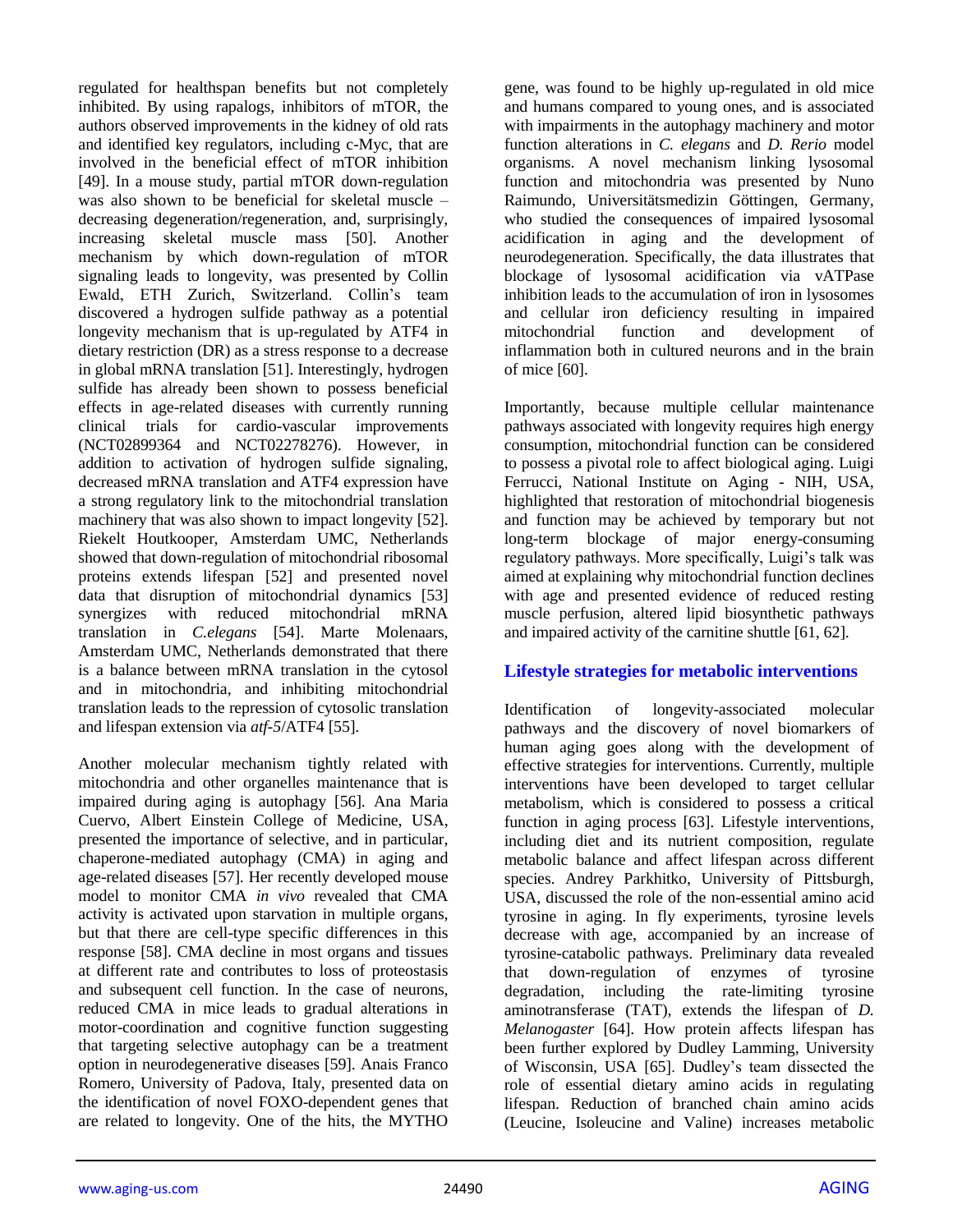regulated for healthspan benefits but not completely inhibited. By using rapalogs, inhibitors of mTOR, the authors observed improvements in the kidney of old rats and identified key regulators, including c-Myc, that are involved in the beneficial effect of mTOR inhibition [49]. In a mouse study, partial mTOR down-regulation was also shown to be beneficial for skeletal muscle – decreasing degeneration/regeneration, and, surprisingly, increasing skeletal muscle mass [50]. Another mechanism by which down-regulation of mTOR signaling leads to longevity, was presented by Collin Ewald, ETH Zurich, Switzerland. Collin's team discovered a hydrogen sulfide pathway as a potential longevity mechanism that is up-regulated by ATF4 in dietary restriction (DR) as a stress response to a decrease in global mRNA translation [51]. Interestingly, hydrogen sulfide has already been shown to possess beneficial effects in age-related diseases with currently running clinical trials for cardio-vascular improvements (NCT02899364 and NCT02278276). However, in addition to activation of hydrogen sulfide signaling, decreased mRNA translation and ATF4 expression have a strong regulatory link to the mitochondrial translation machinery that was also shown to impact longevity [52]. Riekelt Houtkooper, Amsterdam UMC, Netherlands showed that down-regulation of mitochondrial ribosomal proteins extends lifespan [52] and presented novel data that disruption of mitochondrial dynamics [53] synergizes with reduced mitochondrial mRNA translation in *C.elegans* [54]. Marte Molenaars, Amsterdam UMC, Netherlands demonstrated that there is a balance between mRNA translation in the cytosol and in mitochondria, and inhibiting mitochondrial translation leads to the repression of cytosolic translation and lifespan extension via *atf-5*/ATF4 [55].

Another molecular mechanism tightly related with mitochondria and other organelles maintenance that is impaired during aging is autophagy [56]. Ana Maria Cuervo, Albert Einstein College of Medicine, USA, presented the importance of selective, and in particular, chaperone-mediated autophagy (CMA) in aging and age-related diseases [57]. Her recently developed mouse model to monitor CMA *in vivo* revealed that CMA activity is activated upon starvation in multiple organs, but that there are cell-type specific differences in this response [58]. CMA decline in most organs and tissues at different rate and contributes to loss of proteostasis and subsequent cell function. In the case of neurons, reduced CMA in mice leads to gradual alterations in motor-coordination and cognitive function suggesting that targeting selective autophagy can be a treatment option in neurodegenerative diseases [59]. Anais Franco Romero, University of Padova, Italy, presented data on the identification of novel FOXO-dependent genes that are related to longevity. One of the hits, the MYTHO gene, was found to be highly up-regulated in old mice and humans compared to young ones, and is associated with impairments in the autophagy machinery and motor function alterations in *C. elegans* and *D. Rerio* model organisms. A novel mechanism linking lysosomal function and mitochondria was presented by Nuno Raimundo, Universitätsmedizin Göttingen, Germany, who studied the consequences of impaired lysosomal acidification in aging and the development of neurodegeneration. Specifically, the data illustrates that blockage of lysosomal acidification via vATPase inhibition leads to the accumulation of iron in lysosomes and cellular iron deficiency resulting in impaired mitochondrial function and development of inflammation both in cultured neurons and in the brain of mice [60].

Importantly, because multiple cellular maintenance pathways associated with longevity requires high energy consumption, mitochondrial function can be considered to possess a pivotal role to affect biological aging. Luigi Ferrucci, National Institute on Aging - NIH, USA, highlighted that restoration of mitochondrial biogenesis and function may be achieved by temporary but not long-term blockage of major energy-consuming regulatory pathways. More specifically, Luigi's talk was aimed at explaining why mitochondrial function declines with age and presented evidence of reduced resting muscle perfusion, altered lipid biosynthetic pathways and impaired activity of the carnitine shuttle [61, 62].

## Lifestyle strategies for metabolic interventions

Identification of longevity-associated molecular pathways and the discovery of novel biomarkers of human aging goes along with the development of effective strategies for interventions. Currently, multiple interventions have been developed to target cellular metabolism, which is considered to possess a critical function in aging process [63]. Lifestyle interventions, including diet and its nutrient composition, regulate metabolic balance and affect lifespan across different species. Andrey Parkhitko, University of Pittsburgh, USA, discussed the role of the non-essential amino acid tyrosine in aging. In fly experiments, tyrosine levels decrease with age, accompanied by an increase of tyrosine-catabolic pathways. Preliminary data revealed that down-regulation of enzymes of tyrosine degradation, including the rate-limiting tyrosine aminotransferase (TAT), extends the lifespan of *D. Melanogaster* [64]. How protein affects lifespan has been further explored by Dudley Lamming, University of Wisconsin, USA [65]. Dudley's team dissected the role of essential dietary amino acids in regulating lifespan. Reduction of branched chain amino acids (Leucine, Isoleucine and Valine) increases metabolic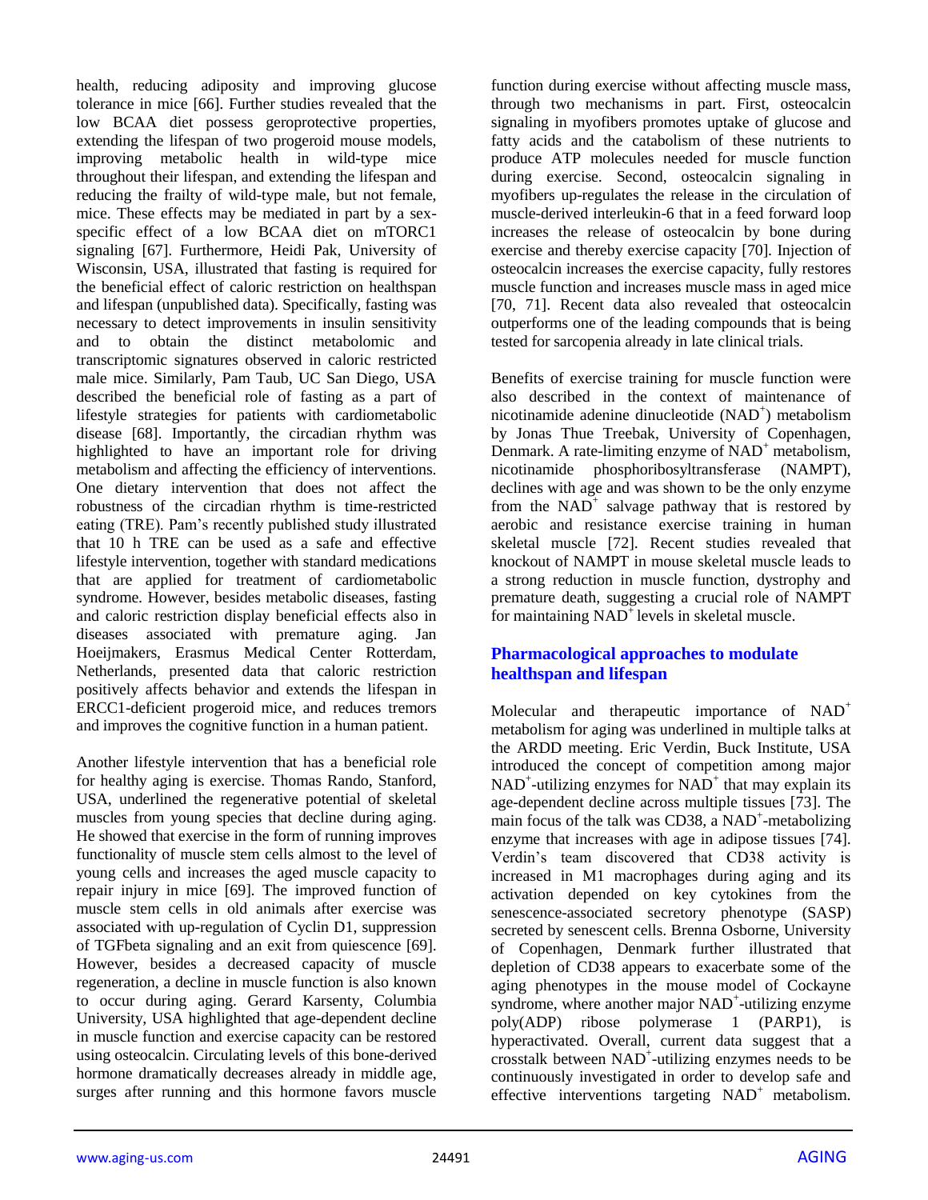health, reducing adiposity and improving glucose tolerance in mice [66]. Further studies revealed that the low BCAA diet possess geroprotective properties, extending the lifespan of two progeroid mouse models, improving metabolic health in wild-type mice throughout their lifespan, and extending the lifespan and reducing the frailty of wild-type male, but not female, mice. These effects may be mediated in part by a sex-specific effect of a low BCAA diet on mTORC1 signaling [67]. Furthermore, Heidi Pak, University of Wisconsin, USA, illustrated that fasting is required for the beneficial effect of caloric restriction on healthspan and lifespan (unpublished data). Specifically, fasting was necessary to detect improvements in insulin sensitivity and to obtain the distinct metabolomic and transcriptomic signatures observed in caloric restricted male mice. Similarly, Pam Taub, UC San Diego, USA described the beneficial role of fasting as a part of lifestyle strategies for patients with cardiometabolic disease [68]. Importantly, the circadian rhythm was highlighted to have an important role for driving metabolism and affecting the efficiency of interventions. One dietary intervention that does not affect the robustness of the circadian rhythm is time-restricted eating (TRE). Pam's recently published study illustrated that 10 h TRE can be used as a safe and effective lifestyle intervention, together with standard medications that are applied for treatment of cardiometabolic syndrome. However, besides metabolic diseases, fasting and caloric restriction display beneficial effects also in diseases associated with premature aging. Jan Hoeijmakers, Erasmus Medical Center Rotterdam, Netherlands, presented data that caloric restriction positively affects behavior and extends the lifespan in ERCC1-deficient progeroid mice, and reduces tremors and improves the cognitive function in a human patient.

Another lifestyle intervention that has a beneficial role for healthy aging is exercise. Thomas Rando, Stanford, USA, underlined the regenerative potential of skeletal muscles from young species that decline during aging. He showed that exercise in the form of running improves functionality of muscle stem cells almost to the level of young cells and increases the aged muscle capacity to repair injury in mice [69]. The improved function of muscle stem cells in old animals after exercise was associated with up-regulation of Cyclin D1, suppression of TGFbeta signaling and an exit from quiescence [69]. However, besides a decreased capacity of muscle regeneration, a decline in muscle function is also known to occur during aging. Gerard Karsenty, Columbia University, USA highlighted that age-dependent decline in muscle function and exercise capacity can be restored using osteocalcin. Circulating levels of this bone-derived hormone dramatically decreases already in middle age, surges after running and this hormone favors muscle function during exercise without affecting muscle mass, through two mechanisms in part. First, osteocalcin signaling in myofibers promotes uptake of glucose and fatty acids and the catabolism of these nutrients to produce ATP molecules needed for muscle function during exercise. Second, osteocalcin signaling in myofibers up-regulates the release in the circulation of muscle-derived interleukin-6 that in a feed forward loop increases the release of osteocalcin by bone during exercise and thereby exercise capacity [70]. Injection of osteocalcin increases the exercise capacity, fully restores muscle function and increases muscle mass in aged mice [70, 71]. Recent data also revealed that osteocalcin outperforms one of the leading compounds that is being tested for sarcopenia already in late clinical trials.

Benefits of exercise training for muscle function were also described in the context of maintenance of nicotinamide adenine dinucleotide ($NAD^+$) metabolism by Jonas Thue Treebak, University of Copenhagen, Denmark. A rate-limiting enzyme of $NAD^+$ metabolism, nicotinamide phosphoribosyltransferase (NAMPT), declines with age and was shown to be the only enzyme from the $NAD^+$ salvage pathway that is restored by aerobic and resistance exercise training in human skeletal muscle [72]. Recent studies revealed that knockout of NAMPT in mouse skeletal muscle leads to a strong reduction in muscle function, dystrophy and premature death, suggesting a crucial role of NAMPT for maintaining $NAD^+$ levels in skeletal muscle.

## Pharmacological approaches to modulate healthspan and lifespan

Molecular and therapeutic importance of $NAD^+$ metabolism for aging was underlined in multiple talks at the ARDD meeting. Eric Verdin, Buck Institute, USA introduced the concept of competition among major $NAD^+$-utilizing enzymes for $NAD^+$ that may explain its age-dependent decline across multiple tissues [73]. The main focus of the talk was CD38, a $NAD^+$-metabolizing enzyme that increases with age in adipose tissues [74]. Verdin's team discovered that CD38 activity is increased in M1 macrophages during aging and its activation depended on key cytokines from the senescence-associated secretory phenotype (SASP) secreted by senescent cells. Brenna Osborne, University of Copenhagen, Denmark further illustrated that depletion of CD38 appears to exacerbate some of the aging phenotypes in the mouse model of Cockayne syndrome, where another major $NAD^+$-utilizing enzyme poly(ADP) ribose polymerase 1 (PARP1), is hyperactivated. Overall, current data suggest that a crosstalk between $NAD^+$-utilizing enzymes needs to be continuously investigated in order to develop safe and effective interventions targeting $NAD^+$ metabolism.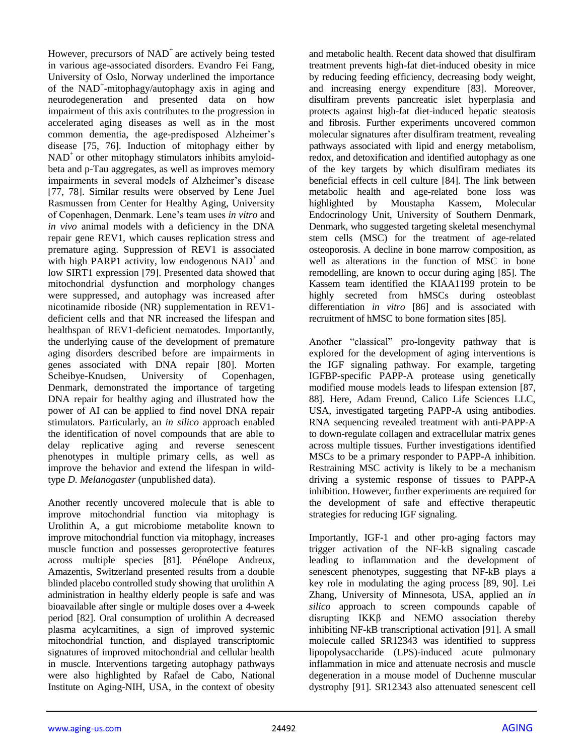However, precursors of $NAD^+$ are actively being tested in various age-associated disorders. Evandro Fei Fang, University of Oslo, Norway underlined the importance of the $NAD^+$-mitophagy/autophagy axis in aging and neurodegeneration and presented data on how impairment of this axis contributes to the progression in accelerated aging diseases as well as in the most common dementia, the age-predisposed Alzheimer's disease [75, 76]. Induction of mitophagy either by $NAD^+$ or other mitophagy stimulators inhibits amyloid-beta and p-Tau aggregates, as well as improves memory impairments in several models of Alzheimer's disease [77, 78]. Similar results were observed by Lene Juel Rasmussen from Center for Healthy Aging, University of Copenhagen, Denmark. Lene's team uses *in vitro* and *in vivo* animal models with a deficiency in the DNA repair gene REV1, which causes replication stress and premature aging. Suppression of REV1 is associated with high PARP1 activity, low endogenous $NAD^+$ and low SIRT1 expression [79]. Presented data showed that mitochondrial dysfunction and morphology changes were suppressed, and autophagy was increased after nicotinamide riboside (NR) supplementation in REV1-deficient cells and that NR increased the lifespan and healthspan of REV1-deficient nematodes. Importantly, the underlying cause of the development of premature aging disorders described before are impairments in genes associated with DNA repair [80]. Morten Scheibye-Knudsen, University of Copenhagen, Denmark, demonstrated the importance of targeting DNA repair for healthy aging and illustrated how the power of AI can be applied to find novel DNA repair stimulators. Particularly, an *in silico* approach enabled the identification of novel compounds that are able to delay replicative aging and reverse senescent phenotypes in multiple primary cells, as well as improve the behavior and extend the lifespan in wild-type *D. Melanogaster* (unpublished data).

Another recently uncovered molecule that is able to improve mitochondrial function via mitophagy is Urolithin A, a gut microbiome metabolite known to improve mitochondrial function via mitophagy, increases muscle function and possesses geroprotective features across multiple species [81]. Pénélope Andreux, Amazentis, Switzerland presented results from a double blinded placebo controlled study showing that urolithin A administration in healthy elderly people is safe and was bioavailable after single or multiple doses over a 4-week period [82]. Oral consumption of urolithin A decreased plasma acylcarnitines, a sign of improved systemic mitochondrial function, and displayed transcriptomic signatures of improved mitochondrial and cellular health in muscle. Interventions targeting autophagy pathways were also highlighted by Rafael de Cabo, National Institute on Aging-NIH, USA, in the context of obesity and metabolic health. Recent data showed that disulfiram treatment prevents high-fat diet-induced obesity in mice by reducing feeding efficiency, decreasing body weight, and increasing energy expenditure [83]. Moreover, disulfiram prevents pancreatic islet hyperplasia and protects against high-fat diet-induced hepatic steatosis and fibrosis. Further experiments uncovered common molecular signatures after disulfiram treatment, revealing pathways associated with lipid and energy metabolism, redox, and detoxification and identified autophagy as one of the key targets by which disulfiram mediates its beneficial effects in cell culture [84]. The link between metabolic health and age-related bone loss was highlighted by Moustapha Kassem, Molecular Endocrinology Unit, University of Southern Denmark, Denmark, who suggested targeting skeletal mesenchymal stem cells (MSC) for the treatment of age-related osteoporosis. A decline in bone marrow composition, as well as alterations in the function of MSC in bone remodelling, are known to occur during aging [85]. The Kassem team identified the KIAA1199 protein to be highly secreted from hMSCs during osteoblast differentiation *in vitro* [86] and is associated with recruitment of hMSC to bone formation sites [85].

Another "classical" pro-longevity pathway that is explored for the development of aging interventions is the IGF signaling pathway. For example, targeting IGFBP-specific PAPP-A protease using genetically modified mouse models leads to lifespan extension [87, 88]. Here, Adam Freund, Calico Life Sciences LLC, USA, investigated targeting PAPP-A using antibodies. RNA sequencing revealed treatment with anti-PAPP-A to down-regulate collagen and extracellular matrix genes across multiple tissues. Further investigations identified MSCs to be a primary responder to PAPP-A inhibition. Restraining MSC activity is likely to be a mechanism driving a systemic response of tissues to PAPP-A inhibition. However, further experiments are required for the development of safe and effective therapeutic strategies for reducing IGF signaling.

Importantly, IGF-1 and other pro-aging factors may trigger activation of the NF-kB signaling cascade leading to inflammation and the development of senescent phenotypes, suggesting that NF-kB plays a key role in modulating the aging process [89, 90]. Lei Zhang, University of Minnesota, USA, applied an *in silico* approach to screen compounds capable of disrupting IKKβ and NEMO association thereby inhibiting NF-kB transcriptional activation [91]. A small molecule called SR12343 was identified to suppress lipopolysaccharide (LPS)-induced acute pulmonary inflammation in mice and attenuate necrosis and muscle degeneration in a mouse model of Duchenne muscular dystrophy [91]. SR12343 also attenuated senescent cell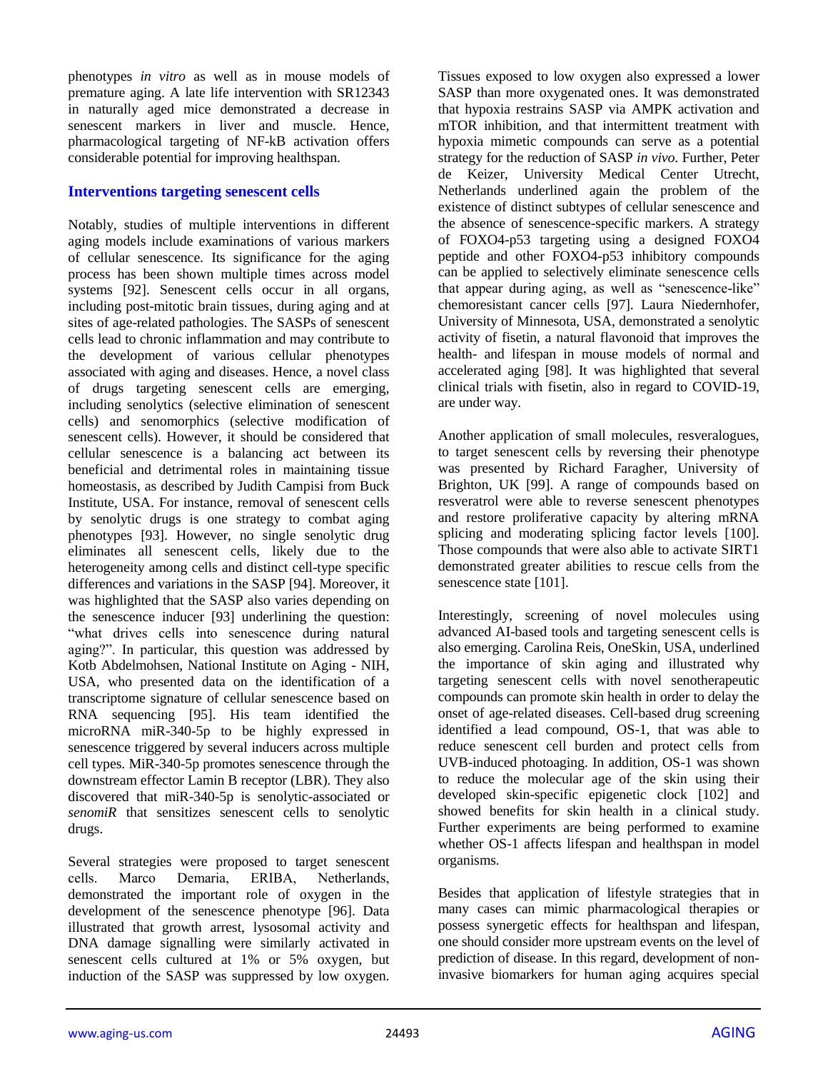phenotypes *in vitro* as well as in mouse models of premature aging. A late life intervention with SR12343 in naturally aged mice demonstrated a decrease in senescent markers in liver and muscle. Hence, pharmacological targeting of NF-kB activation offers considerable potential for improving healthspan.

## Interventions targeting senescent cells

Notably, studies of multiple interventions in different aging models include examinations of various markers of cellular senescence. Its significance for the aging process has been shown multiple times across model systems [92]. Senescent cells occur in all organs, including post-mitotic brain tissues, during aging and at sites of age-related pathologies. The SASPs of senescent cells lead to chronic inflammation and may contribute to the development of various cellular phenotypes associated with aging and diseases. Hence, a novel class of drugs targeting senescent cells are emerging, including senolytics (selective elimination of senescent cells) and senomorphics (selective modification of senescent cells). However, it should be considered that cellular senescence is a balancing act between its beneficial and detrimental roles in maintaining tissue homeostasis, as described by Judith Campisi from Buck Institute, USA. For instance, removal of senescent cells by senolytic drugs is one strategy to combat aging phenotypes [93]. However, no single senolytic drug eliminates all senescent cells, likely due to the heterogeneity among cells and distinct cell-type specific differences and variations in the SASP [94]. Moreover, it was highlighted that the SASP also varies depending on the senescence inducer [93] underlining the question: "what drives cells into senescence during natural aging?". In particular, this question was addressed by Kotb Abdelmohsen, National Institute on Aging - NIH, USA, who presented data on the identification of a transcriptome signature of cellular senescence based on RNA sequencing [95]. His team identified the microRNA miR-340-5p to be highly expressed in senescence triggered by several inducers across multiple cell types. MiR-340-5p promotes senescence through the downstream effector Lamin B receptor (LBR). They also discovered that miR-340-5p is senolytic-associated or *senomiR* that sensitizes senescent cells to senolytic drugs.

Several strategies were proposed to target senescent cells. Marco Demaria, ERIBA, Netherlands, demonstrated the important role of oxygen in the development of the senescence phenotype [96]. Data illustrated that growth arrest, lysosomal activity and DNA damage signalling were similarly activated in senescent cells cultured at 1% or 5% oxygen, but induction of the SASP was suppressed by low oxygen. Tissues exposed to low oxygen also expressed a lower SASP than more oxygenated ones. It was demonstrated that hypoxia restrains SASP via AMPK activation and mTOR inhibition, and that intermittent treatment with hypoxia mimetic compounds can serve as a potential strategy for the reduction of SASP *in vivo*. Further, Peter de Keizer, University Medical Center Utrecht, Netherlands underlined again the problem of the existence of distinct subtypes of cellular senescence and the absence of senescence-specific markers. A strategy of FOXO4-p53 targeting using a designed FOXO4 peptide and other FOXO4-p53 inhibitory compounds can be applied to selectively eliminate senescence cells that appear during aging, as well as "senescence-like" chemoresistant cancer cells [97]. Laura Niedernhofer, University of Minnesota, USA, demonstrated a senolytic activity of fisetin, a natural flavonoid that improves the health- and lifespan in mouse models of normal and accelerated aging [98]. It was highlighted that several clinical trials with fisetin, also in regard to COVID-19, are under way.

Another application of small molecules, resveralogues, to target senescent cells by reversing their phenotype was presented by Richard Faragher, University of Brighton, UK [99]. A range of compounds based on resveratrol were able to reverse senescent phenotypes and restore proliferative capacity by altering mRNA splicing and moderating splicing factor levels [100]. Those compounds that were also able to activate SIRT1 demonstrated greater abilities to rescue cells from the senescence state [101].

Interestingly, screening of novel molecules using advanced AI-based tools and targeting senescent cells is also emerging. Carolina Reis, OneSkin, USA, underlined the importance of skin aging and illustrated why targeting senescent cells with novel senotherapeutic compounds can promote skin health in order to delay the onset of age-related diseases. Cell-based drug screening identified a lead compound, OS-1, that was able to reduce senescent cell burden and protect cells from UVB-induced photoaging. In addition, OS-1 was shown to reduce the molecular age of the skin using their developed skin-specific epigenetic clock [102] and showed benefits for skin health in a clinical study. Further experiments are being performed to examine whether OS-1 affects lifespan and healthspan in model organisms.

Besides that application of lifestyle strategies that in many cases can mimic pharmacological therapies or possess synergetic effects for healthspan and lifespan, one should consider more upstream events on the level of prediction of disease. In this regard, development of non-invasive biomarkers for human aging acquires special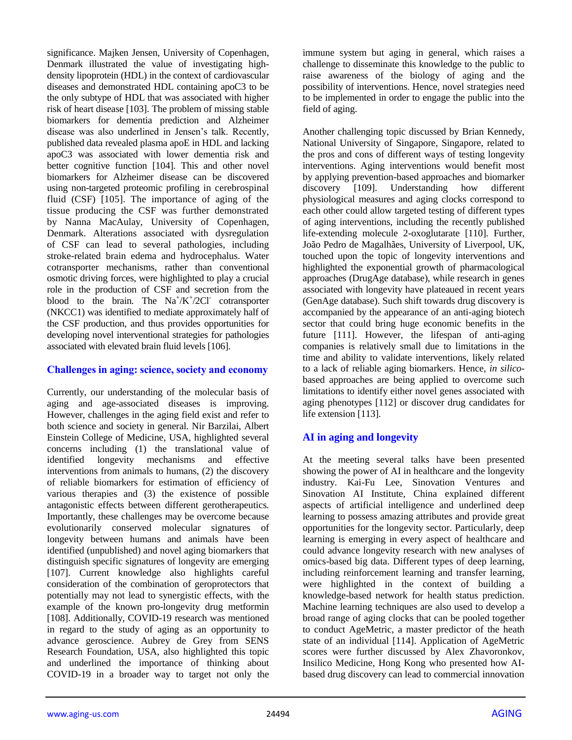significance. Majken Jensen, University of Copenhagen, Denmark illustrated the value of investigating high-density lipoprotein (HDL) in the context of cardiovascular diseases and demonstrated HDL containing apoC3 to be the only subtype of HDL that was associated with higher risk of heart disease [103]. The problem of missing stable biomarkers for dementia prediction and Alzheimer disease was also underlined in Jensen's talk. Recently, published data revealed plasma apoE in HDL and lacking apoC3 was associated with lower dementia risk and better cognitive function [104]. This and other novel biomarkers for Alzheimer disease can be discovered using non-targeted proteomic profiling in cerebrospinal fluid (CSF) [105]. The importance of aging of the tissue producing the CSF was further demonstrated by Nanna MacAulay, University of Copenhagen, Denmark. Alterations associated with dysregulation of CSF can lead to several pathologies, including stroke-related brain edema and hydrocephalus. Water cotransporter mechanisms, rather than conventional osmotic driving forces, were highlighted to play a crucial role in the production of CSF and secretion from the blood to the brain. The $Na^{+}/K^{+}/2Cl^{-}$ cotransporter (NKCC1) was identified to mediate approximately half of the CSF production, and thus provides opportunities for developing novel interventional strategies for pathologies associated with elevated brain fluid levels [106].

## Challenges in aging: science, society and economy

Currently, our understanding of the molecular basis of aging and age-associated diseases is improving. However, challenges in the aging field exist and refer to both science and society in general. Nir Barzilai, Albert Einstein College of Medicine, USA, highlighted several concerns including (1) the translational value of identified longevity mechanisms and effective interventions from animals to humans, (2) the discovery of reliable biomarkers for estimation of efficiency of various therapies and (3) the existence of possible antagonistic effects between different gerotherapeutics. Importantly, these challenges may be overcome because evolutionarily conserved molecular signatures of longevity between humans and animals have been identified (unpublished) and novel aging biomarkers that distinguish specific signatures of longevity are emerging [107]. Current knowledge also highlights careful consideration of the combination of geroprotectors that potentially may not lead to synergistic effects, with the example of the known pro-longevity drug metformin [108]. Additionally, COVID-19 research was mentioned in regard to the study of aging as an opportunity to advance geroscience. Aubrey de Grey from SENS Research Foundation, USA, also highlighted this topic and underlined the importance of thinking about COVID-19 in a broader way to target not only the immune system but aging in general, which raises a challenge to disseminate this knowledge to the public to raise awareness of the biology of aging and the possibility of interventions. Hence, novel strategies need to be implemented in order to engage the public into the field of aging.

Another challenging topic discussed by Brian Kennedy, National University of Singapore, Singapore, related to the pros and cons of different ways of testing longevity interventions. Aging interventions would benefit most by applying prevention-based approaches and biomarker discovery [109]. Understanding how different physiological measures and aging clocks correspond to each other could allow targeted testing of different types of aging interventions, including the recently published life-extending molecule 2-oxoglutarate [110]. Further, João Pedro de Magalhães, University of Liverpool, UK, touched upon the topic of longevity interventions and highlighted the exponential growth of pharmacological approaches (DrugAge database), while research in genes associated with longevity have plateaued in recent years (GenAge database). Such shift towards drug discovery is accompanied by the appearance of an anti-aging biotech sector that could bring huge economic benefits in the future [111]. However, the lifespan of anti-aging companies is relatively small due to limitations in the time and ability to validate interventions, likely related to a lack of reliable aging biomarkers. Hence, *in silico*-based approaches are being applied to overcome such limitations to identify either novel genes associated with aging phenotypes [112] or discover drug candidates for life extension [113].

## AI in aging and longevity

At the meeting several talks have been presented showing the power of AI in healthcare and the longevity industry. Kai-Fu Lee, Sinovation Ventures and Sinovation AI Institute, China explained different aspects of artificial intelligence and underlined deep learning to possess amazing attributes and provide great opportunities for the longevity sector. Particularly, deep learning is emerging in every aspect of healthcare and could advance longevity research with new analyses of omics-based big data. Different types of deep learning, including reinforcement learning and transfer learning, were highlighted in the context of building a knowledge-based network for health status prediction. Machine learning techniques are also used to develop a broad range of aging clocks that can be pooled together to conduct AgeMetric, a master predictor of the heath state of an individual [114]. Application of AgeMetric scores were further discussed by Alex Zhavoronkov, Insilico Medicine, Hong Kong who presented how AI-based drug discovery can lead to commercial innovation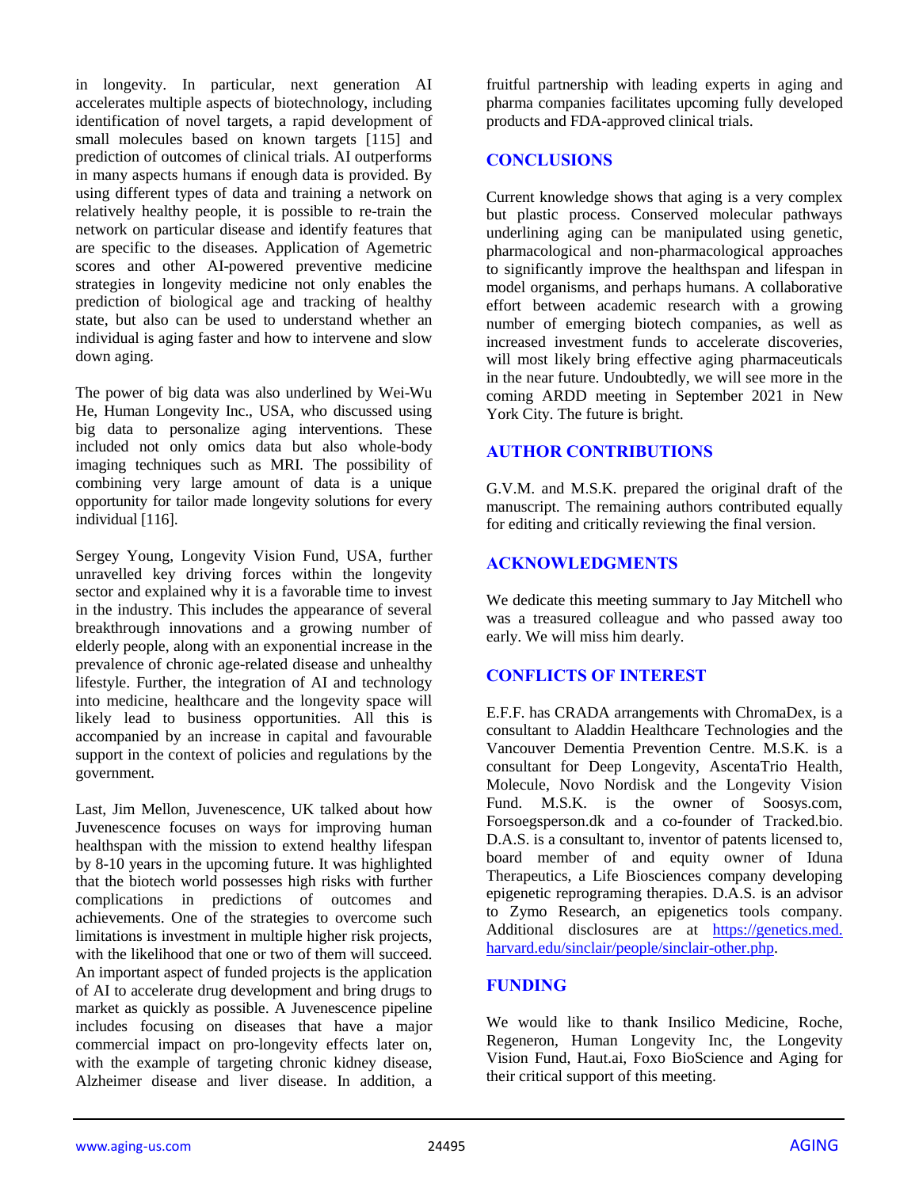in longevity. In particular, next generation AI accelerates multiple aspects of biotechnology, including identification of novel targets, a rapid development of small molecules based on known targets [115] and prediction of outcomes of clinical trials. AI outperforms in many aspects humans if enough data is provided. By using different types of data and training a network on relatively healthy people, it is possible to re-train the network on particular disease and identify features that are specific to the diseases. Application of Agemetric scores and other AI-powered preventive medicine strategies in longevity medicine not only enables the prediction of biological age and tracking of healthy state, but also can be used to understand whether an individual is aging faster and how to intervene and slow down aging.

The power of big data was also underlined by Wei-Wu He, Human Longevity Inc., USA, who discussed using big data to personalize aging interventions. These included not only omics data but also whole-body imaging techniques such as MRI. The possibility of combining very large amount of data is a unique opportunity for tailor made longevity solutions for every individual [116].

Sergey Young, Longevity Vision Fund, USA, further unravelled key driving forces within the longevity sector and explained why it is a favorable time to invest in the industry. This includes the appearance of several breakthrough innovations and a growing number of elderly people, along with an exponential increase in the prevalence of chronic age-related disease and unhealthy lifestyle. Further, the integration of AI and technology into medicine, healthcare and the longevity space will likely lead to business opportunities. All this is accompanied by an increase in capital and favourable support in the context of policies and regulations by the government.

Last, Jim Mellon, Juvenescence, UK talked about how Juvenescence focuses on ways for improving human healthspan with the mission to extend healthy lifespan by 8-10 years in the upcoming future. It was highlighted that the biotech world possesses high risks with further complications in predictions of outcomes and achievements. One of the strategies to overcome such limitations is investment in multiple higher risk projects, with the likelihood that one or two of them will succeed. An important aspect of funded projects is the application of AI to accelerate drug development and bring drugs to market as quickly as possible. A Juvenescence pipeline includes focusing on diseases that have a major commercial impact on pro-longevity effects later on, with the example of targeting chronic kidney disease, Alzheimer disease and liver disease. In addition, a fruitful partnership with leading experts in aging and pharma companies facilitates upcoming fully developed products and FDA-approved clinical trials.

## CONCLUSIONS

Current knowledge shows that aging is a very complex but plastic process. Conserved molecular pathways underlining aging can be manipulated using genetic, pharmacological and non-pharmacological approaches to significantly improve the healthspan and lifespan in model organisms, and perhaps humans. A collaborative effort between academic research with a growing number of emerging biotech companies, as well as increased investment funds to accelerate discoveries, will most likely bring effective aging pharmaceuticals in the near future. Undoubtedly, we will see more in the coming ARDD meeting in September 2021 in New York City. The future is bright.

## AUTHOR CONTRIBUTIONS

G.V.M. and M.S.K. prepared the original draft of the manuscript. The remaining authors contributed equally for editing and critically reviewing the final version.

## ACKNOWLEDGMENTS

We dedicate this meeting summary to Jay Mitchell who was a treasured colleague and who passed away too early. We will miss him dearly.

## CONFLICTS OF INTEREST

E.F.F. has CRADA arrangements with ChromaDex, is a consultant to Aladdin Healthcare Technologies and the Vancouver Dementia Prevention Centre. M.S.K. is a consultant for Deep Longevity, AscentaTrio Health, Molecule, Novo Nordisk and the Longevity Vision Fund. M.S.K. is the owner of Soosys.com, Forsoegsperson.dk and a co-founder of Tracked.bio. D.A.S. is a consultant to, inventor of patents licensed to, board member of and equity owner of Iduna Therapeutics, a Life Biosciences company developing epigenetic reprograming therapies. D.A.S. is an advisor to Zymo Research, an epigenetics tools company. Additional disclosures are at https://genetics.med.harvard.edu/sinclair/people/sinclair-other.php.

## FUNDING

We would like to thank Insilico Medicine, Roche, Regeneron, Human Longevity Inc, the Longevity Vision Fund, Haut.ai, Foxo BioScience and Aging for their critical support of this meeting.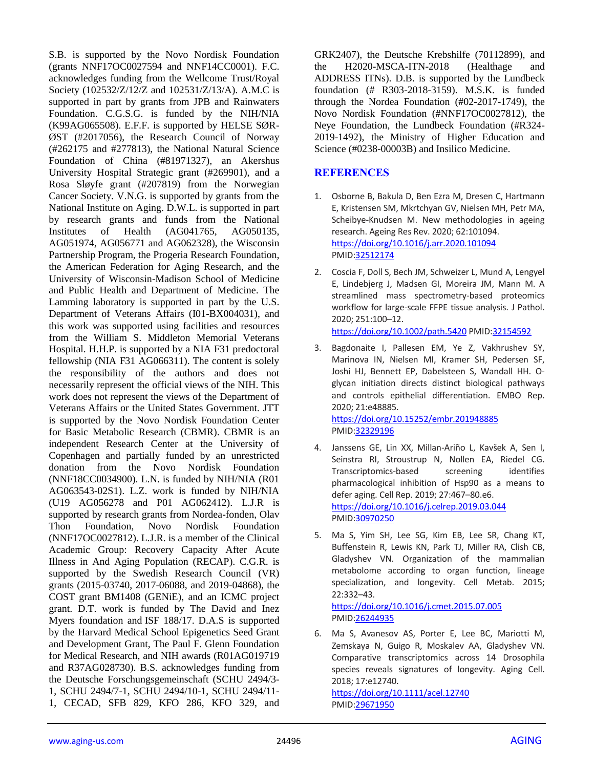S.B. is supported by the Novo Nordisk Foundation (grants NNF17OC0027594 and NNF14CC0001). F.C. acknowledges funding from the Wellcome Trust/Royal Society (102532/Z/12/Z and 102531/Z/13/A). A.M.C is supported in part by grants from JPB and Rainwaters Foundation. C.G.S.G. is funded by the NIH/NIA (K99AG065508). E.F.F. is supported by HELSE SØR-ØST (#2017056), the Research Council of Norway (#262175 and #277813), the National Natural Science Foundation of China (#81971327), an Akershus University Hospital Strategic grant (#269901), and a Rosa Sløyfe grant (#207819) from the Norwegian Cancer Society. V.N.G. is supported by grants from the National Institute on Aging. D.W.L. is supported in part by research grants and funds from the National Institutes of Health (AG041765, AG050135, AG051974, AG056771 and AG062328), the Wisconsin Partnership Program, the Progeria Research Foundation, the American Federation for Aging Research, and the University of Wisconsin-Madison School of Medicine and Public Health and Department of Medicine. The Lamming laboratory is supported in part by the U.S. Department of Veterans Affairs (I01-BX004031), and this work was supported using facilities and resources from the William S. Middleton Memorial Veterans Hospital. H.H.P. is supported by a NIA F31 predoctoral fellowship (NIA F31 AG066311). The content is solely the responsibility of the authors and does not necessarily represent the official views of the NIH. This work does not represent the views of the Department of Veterans Affairs or the United States Government. JTT is supported by the Novo Nordisk Foundation Center for Basic Metabolic Research (CBMR). CBMR is an independent Research Center at the University of Copenhagen and partially funded by an unrestricted donation from the Novo Nordisk Foundation (NNF18CC0034900). L.N. is funded by NIH/NIA (R01 AG063543-02S1). L.Z. work is funded by NIH/NIA (U19 AG056278 and P01 AG062412). L.J.R is supported by research grants from Nordea-fonden, Olav Thon Foundation, Novo Nordisk Foundation (NNF17OC0027812). L.J.R. is a member of the Clinical Academic Group: Recovery Capacity After Acute Illness in And Aging Population (RECAP). C.G.R. is supported by the Swedish Research Council (VR) grants (2015-03740, 2017-06088, and 2019-04868), the COST grant BM1408 (GENiE), and an ICMC project grant. D.T. work is funded by The David and Inez Myers foundation and ISF 188/17. D.A.S is supported by the Harvard Medical School Epigenetics Seed Grant and Development Grant, The Paul F. Glenn Foundation for Medical Research, and NIH awards (R01AG019719 and R37AG028730). B.S. acknowledges funding from the Deutsche Forschungsgemeinschaft (SCHU 2494/3-1, SCHU 2494/7-1, SCHU 2494/10-1, SCHU 2494/11-1, CECAD, SFB 829, KFO 286, KFO 329, and GRK2407), the Deutsche Krebshilfe (70112899), and the H2020-MSCA-ITN-2018 (Healthage and ADDRESS ITNs). D.B. is supported by the Lundbeck foundation (# R303-2018-3159). M.S.K. is funded through the Nordea Foundation (#02-2017-1749), the Novo Nordisk Foundation (#NNF17OC0027812), the Neye Foundation, the Lundbeck Foundation (#R324-2019-1492), the Ministry of Higher Education and Science (#0238-00003B) and Insilico Medicine.

## REFERENCES

1. Osborne B, Bakula D, Ben Ezra M, Dresen C, Hartmann E, Kristensen SM, Mkrtchyan GV, Nielsen MH, Petr MA, Scheibye-Knudsen M. New methodologies in ageing research. Ageing Res Rev. 2020; 62:101094. https://doi.org/10.1016/j.arr.2020.101094 PMID:32512174

2. Coscia F, Doll S, Bech JM, Schweizer L, Mund A, Lengyel E, Lindebjerg J, Madsen GI, Moreira JM, Mann M. A streamlined mass spectrometry-based proteomics workflow for large-scale FFPE tissue analysis. J Pathol. 2020; 251:100–12. https://doi.org/10.1002/path.5420 PMID:32154592

3. Bagdonaite I, Pallesen EM, Ye Z, Vakhrushev SY, Marinova IN, Nielsen MI, Kramer SH, Pedersen SF, Joshi HJ, Bennett EP, Dabelsteen S, Wandall HH. O-glycan initiation directs distinct biological pathways and controls epithelial differentiation. EMBO Rep. 2020; 21:e48885. https://doi.org/10.15252/embr.201948885 PMID:32329196

4. Janssens GE, Lin XX, Millan-Ariño L, Kavšek A, Sen I, Seinstra RI, Stroustrup N, Nollen EA, Riedel CG. Transcriptomics-based screening identifies pharmacological inhibition of Hsp90 as a means to defer aging. Cell Rep. 2019; 27:467–80.e6. https://doi.org/10.1016/j.celrep.2019.03.044 PMID:30970250

5. Ma S, Yim SH, Lee SG, Kim EB, Lee SR, Chang KT, Buffenstein R, Lewis KN, Park TJ, Miller RA, Clish CB, Gladyshev VN. Organization of the mammalian metabolome according to organ function, lineage specialization, and longevity. Cell Metab. 2015; 22:332–43. https://doi.org/10.1016/j.cmet.2015.07.005 PMID:26244935

6. Ma S, Avanesov AS, Porter E, Lee BC, Mariotti M, Zemskaya N, Guigo R, Moskalev AA, Gladyshev VN. Comparative transcriptomics across 14 Drosophila species reveals signatures of longevity. Aging Cell. 2018; 17:e12740. https://doi.org/10.1111/acel.12740 PMID:29671950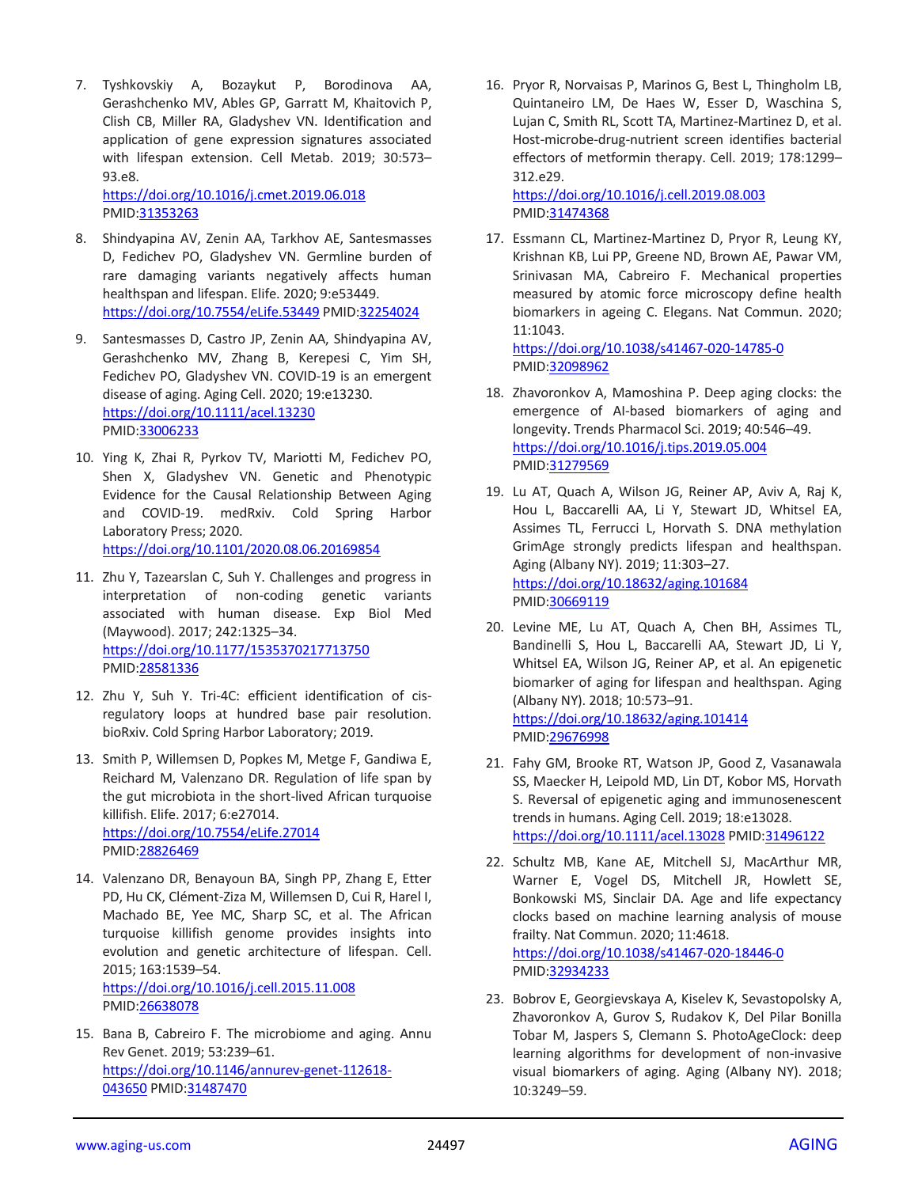7. Tyshkovskiy A, Bozaykut P, Borodinova AA, Gerashchenko MV, Ables GP, Garratt M, Khaitovich P, Clish CB, Miller RA, Gladyshev VN. Identification and application of gene expression signatures associated with lifespan extension. Cell Metab. 2019; 30:573–93.e8. https://doi.org/10.1016/j.cmet.2019.06.018 PMID:31353263

8. Shindyapina AV, Zenin AA, Tarkhov AE, Santesmasses D, Fedichev PO, Gladyshev VN. Germline burden of rare damaging variants negatively affects human healthspan and lifespan. Elife. 2020; 9:e53449. https://doi.org/10.7554/eLife.53449 PMID:32254024

9. Santesmasses D, Castro JP, Zenin AA, Shindyapina AV, Gerashchenko MV, Zhang B, Kerepesi C, Yim SH, Fedichev PO, Gladyshev VN. COVID-19 is an emergent disease of aging. Aging Cell. 2020; 19:e13230. https://doi.org/10.1111/acel.13230 PMID:33006233

10. Ying K, Zhai R, Pyrkov TV, Mariotti M, Fedichev PO, Shen X, Gladyshev VN. Genetic and Phenotypic Evidence for the Causal Relationship Between Aging and COVID-19. medRxiv. Cold Spring Harbor Laboratory Press; 2020. https://doi.org/10.1101/2020.08.06.20169854

11. Zhu Y, Tazearslan C, Suh Y. Challenges and progress in interpretation of non-coding genetic variants associated with human disease. Exp Biol Med (Maywood). 2017; 242:1325–34. https://doi.org/10.1177/1535370217713750 PMID:28581336

12. Zhu Y, Suh Y. Tri-4C: efficient identification of cis-regulatory loops at hundred base pair resolution. bioRxiv. Cold Spring Harbor Laboratory; 2019.

13. Smith P, Willemsen D, Popkes M, Metge F, Gandiwa E, Reichard M, Valenzano DR. Regulation of life span by the gut microbiota in the short-lived African turquoise killifish. Elife. 2017; 6:e27014. https://doi.org/10.7554/eLife.27014 PMID:28826469

14. Valenzano DR, Benayoun BA, Singh PP, Zhang E, Etter PD, Hu CK, Clément-Ziza M, Willemsen D, Cui R, Harel I, Machado BE, Yee MC, Sharp SC, et al. The African turquoise killifish genome provides insights into evolution and genetic architecture of lifespan. Cell. 2015; 163:1539–54. https://doi.org/10.1016/j.cell.2015.11.008 PMID:26638078

15. Bana B, Cabreiro F. The microbiome and aging. Annu Rev Genet. 2019; 53:239–61. https://doi.org/10.1146/annurev-genet-112618-043650 PMID:31487470

16. Pryor R, Norvaisas P, Marinos G, Best L, Thingholm LB, Quintaneiro LM, De Haes W, Esser D, Waschina S, Lujan C, Smith RL, Scott TA, Martinez-Martinez D, et al. Host-microbe-drug-nutrient screen identifies bacterial effectors of metformin therapy. Cell. 2019; 178:1299–312.e29. https://doi.org/10.1016/j.cell.2019.08.003 PMID:31474368

17. Essmann CL, Martinez-Martinez D, Pryor R, Leung KY, Krishnan KB, Lui PP, Greene ND, Brown AE, Pawar VM, Srinivasan MA, Cabreiro F. Mechanical properties measured by atomic force microscopy define health biomarkers in ageing C. Elegans. Nat Commun. 2020; 11:1043. https://doi.org/10.1038/s41467-020-14785-0 PMID:32098962

18. Zhavoronkov A, Mamoshina P. Deep aging clocks: the emergence of AI-based biomarkers of aging and longevity. Trends Pharmacol Sci. 2019; 40:546–49. https://doi.org/10.1016/j.tips.2019.05.004 PMID:31279569

19. Lu AT, Quach A, Wilson JG, Reiner AP, Aviv A, Raj K, Hou L, Baccarelli AA, Li Y, Stewart JD, Whitsel EA, Assimes TL, Ferrucci L, Horvath S. DNA methylation GrimAge strongly predicts lifespan and healthspan. Aging (Albany NY). 2019; 11:303–27. https://doi.org/10.18632/aging.101684 PMID:30669119

20. Levine ME, Lu AT, Quach A, Chen BH, Assimes TL, Bandinelli S, Hou L, Baccarelli AA, Stewart JD, Li Y, Whitsel EA, Wilson JG, Reiner AP, et al. An epigenetic biomarker of aging for lifespan and healthspan. Aging (Albany NY). 2018; 10:573–91. https://doi.org/10.18632/aging.101414 PMID:29676998

21. Fahy GM, Brooke RT, Watson JP, Good Z, Vasanawala SS, Maecker H, Leipold MD, Lin DT, Kobor MS, Horvath S. Reversal of epigenetic aging and immunosenescent trends in humans. Aging Cell. 2019; 18:e13028. https://doi.org/10.1111/acel.13028 PMID:31496122

22. Schultz MB, Kane AE, Mitchell SJ, MacArthur MR, Warner E, Vogel DS, Mitchell JR, Howlett SE, Bonkowski MS, Sinclair DA. Age and life expectancy clocks based on machine learning analysis of mouse frailty. Nat Commun. 2020; 11:4618. https://doi.org/10.1038/s41467-020-18446-0 PMID:32934233

23. Bobrov E, Georgievskaya A, Kiselev K, Sevastopolsky A, Zhavoronkov A, Gurov S, Rudakov K, Del Pilar Bonilla Tobar M, Jaspers S, Clemann S. PhotoAgeClock: deep learning algorithms for development of non-invasive visual biomarkers of aging. Aging (Albany NY). 2018; 10:3249–59.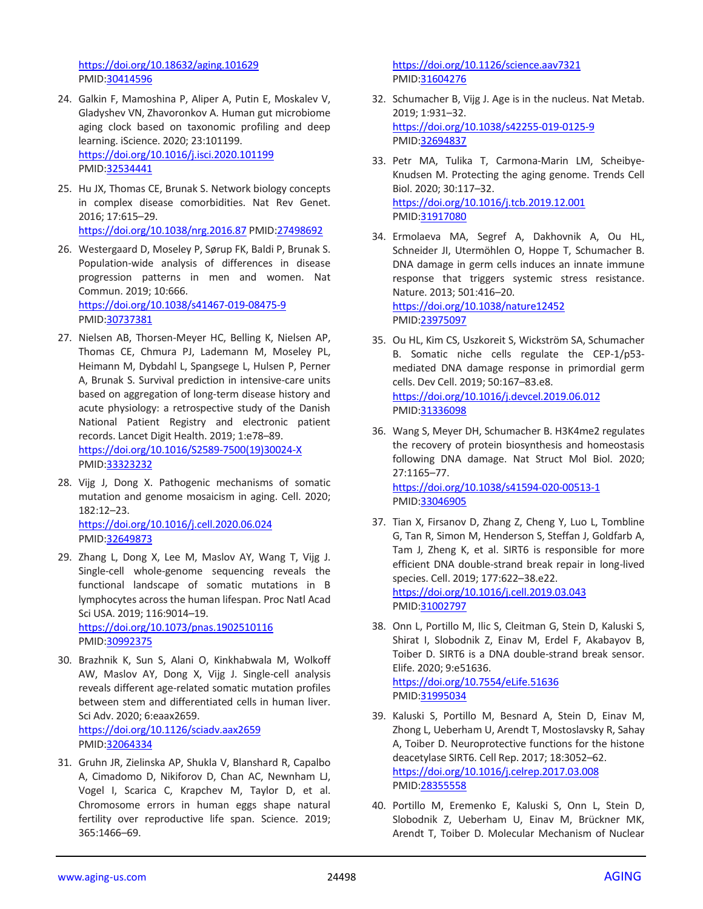https://doi.org/10.18632/aging.101629
PMID:30414596

24. Galkin F, Mamoshina P, Aliper A, Putin E, Moskalev V, Gladyshev VN, Zhavoronkov A. Human gut microbiome aging clock based on taxonomic profiling and deep learning. iScience. 2020; 23:101199.
https://doi.org/10.1016/j.isci.2020.101199
PMID:32534441

25. Hu JX, Thomas CE, Brunak S. Network biology concepts in complex disease comorbidities. Nat Rev Genet. 2016; 17:615–29.
https://doi.org/10.1038/nrg.2016.87 PMID:27498692

26. Westergaard D, Moseley P, Sørup FK, Baldi P, Brunak S. Population-wide analysis of differences in disease progression patterns in men and women. Nat Commun. 2019; 10:666.
https://doi.org/10.1038/s41467-019-08475-9
PMID:30737381

27. Nielsen AB, Thorsen-Meyer HC, Belling K, Nielsen AP, Thomas CE, Chmura PJ, Lademann M, Moseley PL, Heimann M, Dybdahl L, Spangsege L, Hulsen P, Perner A, Brunak S. Survival prediction in intensive-care units based on aggregation of long-term disease history and acute physiology: a retrospective study of the Danish National Patient Registry and electronic patient records. Lancet Digit Health. 2019; 1:e78–89.
https://doi.org/10.1016/S2589-7500(19)30024-X
PMID:33323232

28. Vijg J, Dong X. Pathogenic mechanisms of somatic mutation and genome mosaicism in aging. Cell. 2020; 182:12–23.
https://doi.org/10.1016/j.cell.2020.06.024
PMID:32649873

29. Zhang L, Dong X, Lee M, Maslov AY, Wang T, Vijg J. Single-cell whole-genome sequencing reveals the functional landscape of somatic mutations in B lymphocytes across the human lifespan. Proc Natl Acad Sci USA. 2019; 116:9014–19.
https://doi.org/10.1073/pnas.1902510116
PMID:30992375

30. Brazhnik K, Sun S, Alani O, Kinkhabwala M, Wolkoff AW, Maslov AY, Dong X, Vijg J. Single-cell analysis reveals different age-related somatic mutation profiles between stem and differentiated cells in human liver. Sci Adv. 2020; 6:eaax2659.
https://doi.org/10.1126/sciadv.aax2659
PMID:32064334

31. Gruhn JR, Zielinska AP, Shukla V, Blanshard R, Capalbo A, Cimadomo D, Nikiforov D, Chan AC, Newnham LJ, Vogel I, Scarica C, Krapchev M, Taylor D, et al. Chromosome errors in human eggs shape natural fertility over reproductive life span. Science. 2019; 365:1466–69.
https://doi.org/10.1126/science.aav7321
PMID:31604276

32. Schumacher B, Vijg J. Age is in the nucleus. Nat Metab. 2019; 1:931–32.
https://doi.org/10.1038/s42255-019-0125-9
PMID:32694837

33. Petr MA, Tulika T, Carmona-Marin LM, Scheibye-Knudsen M. Protecting the aging genome. Trends Cell Biol. 2020; 30:117–32.
https://doi.org/10.1016/j.tcb.2019.12.001
PMID:31917080

34. Ermolaeva MA, Segref A, Dakhovnik A, Ou HL, Schneider JI, Utermöhlen O, Hoppe T, Schumacher B. DNA damage in germ cells induces an innate immune response that triggers systemic stress resistance. Nature. 2013; 501:416–20.
https://doi.org/10.1038/nature12452
PMID:23975097

35. Ou HL, Kim CS, Uszkoreit S, Wickström SA, Schumacher B. Somatic niche cells regulate the CEP-1/p53-mediated DNA damage response in primordial germ cells. Dev Cell. 2019; 50:167–83.e8.
https://doi.org/10.1016/j.devcel.2019.06.012
PMID:31336098

36. Wang S, Meyer DH, Schumacher B. H3K4me2 regulates the recovery of protein biosynthesis and homeostasis following DNA damage. Nat Struct Mol Biol. 2020; 27:1165–77.
https://doi.org/10.1038/s41594-020-00513-1
PMID:33046905

37. Tian X, Firsanov D, Zhang Z, Cheng Y, Luo L, Tombline G, Tan R, Simon M, Henderson S, Steffan J, Goldfarb A, Tam J, Zheng K, et al. SIRT6 is responsible for more efficient DNA double-strand break repair in long-lived species. Cell. 2019; 177:622–38.e22.
https://doi.org/10.1016/j.cell.2019.03.043
PMID:31002797

38. Onn L, Portillo M, Ilic S, Cleitman G, Stein D, Kaluski S, Shirat I, Slobodnik Z, Einav M, Erdel F, Akabayov B, Toiber D. SIRT6 is a DNA double-strand break sensor. Elife. 2020; 9:e51636.
https://doi.org/10.7554/eLife.51636
PMID:31995034

39. Kaluski S, Portillo M, Besnard A, Stein D, Einav M, Zhong L, Ueberham U, Arendt T, Mostoslavsky R, Sahay A, Toiber D. Neuroprotective functions for the histone deacetylase SIRT6. Cell Rep. 2017; 18:3052–62.
https://doi.org/10.1016/j.celrep.2017.03.008
PMID:28355558

40. Portillo M, Eremenko E, Kaluski S, Onn L, Stein D, Slobodnik Z, Ueberham U, Einav M, Brückner MK, Arendt T, Toiber D. Molecular Mechanism of Nuclear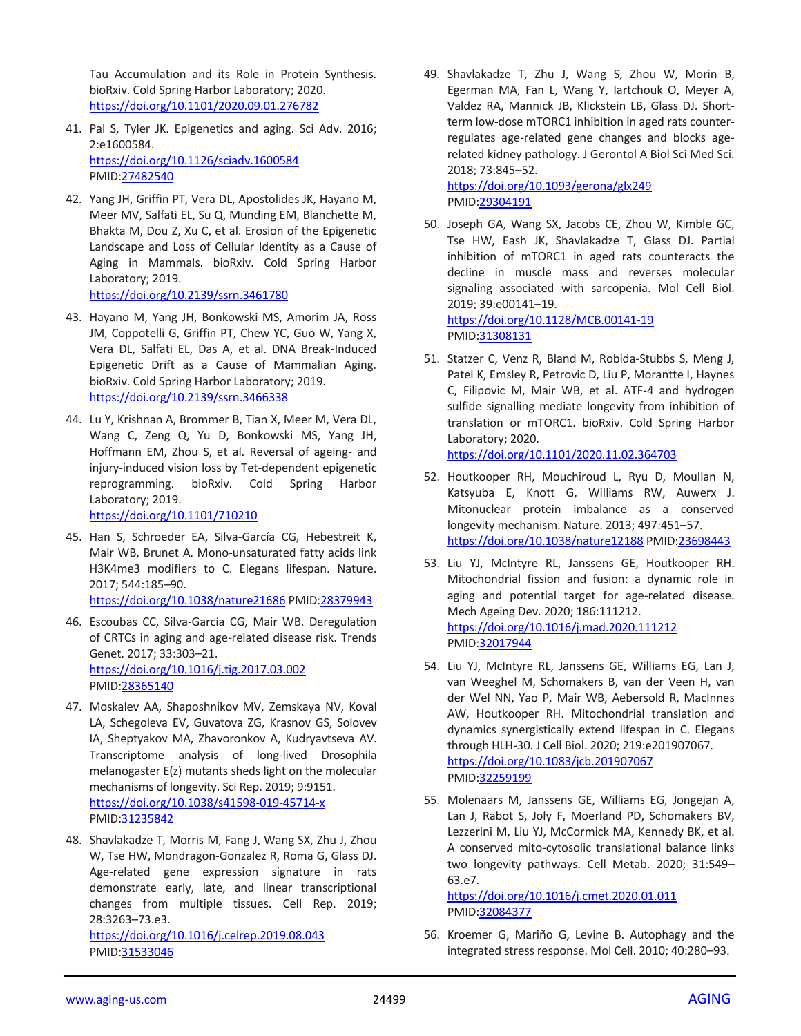Tau Accumulation and its Role in Protein Synthesis. bioRxiv. Cold Spring Harbor Laboratory; 2020. https://doi.org/10.1101/2020.09.01.276782

41. Pal S, Tyler JK. Epigenetics and aging. Sci Adv. 2016; 2:e1600584. https://doi.org/10.1126/sciadv.1600584 PMID:27482540

42. Yang JH, Griffin PT, Vera DL, Apostolides JK, Hayano M, Meer MV, Salfati EL, Su Q, Munding EM, Blanchette M, Bhakta M, Dou Z, Xu C, et al. Erosion of the Epigenetic Landscape and Loss of Cellular Identity as a Cause of Aging in Mammals. bioRxiv. Cold Spring Harbor Laboratory; 2019. https://doi.org/10.2139/ssrn.3461780

43. Hayano M, Yang JH, Bonkowski MS, Amorim JA, Ross JM, Coppotelli G, Griffin PT, Chew YC, Guo W, Yang X, Vera DL, Salfati EL, Das A, et al. DNA Break-Induced Epigenetic Drift as a Cause of Mammalian Aging. bioRxiv. Cold Spring Harbor Laboratory; 2019. https://doi.org/10.2139/ssrn.3466338

44. Lu Y, Krishnan A, Brommer B, Tian X, Meer M, Vera DL, Wang C, Zeng Q, Yu D, Bonkowski MS, Yang JH, Hoffmann EM, Zhou S, et al. Reversal of ageing- and injury-induced vision loss by Tet-dependent epigenetic reprogramming. bioRxiv. Cold Spring Harbor Laboratory; 2019. https://doi.org/10.1101/710210

45. Han S, Schroeder EA, Silva-García CG, Hebestreit K, Mair WB, Brunet A. Mono-unsaturated fatty acids link H3K4me3 modifiers to C. Elegans lifespan. Nature. 2017; 544:185–90. https://doi.org/10.1038/nature21686 PMID:28379943

46. Escoubas CC, Silva-García CG, Mair WB. Deregulation of CRTCs in aging and age-related disease risk. Trends Genet. 2017; 33:303–21. https://doi.org/10.1016/j.tig.2017.03.002 PMID:28365140

47. Moskalev AA, Shaposhnikov MV, Zemskaya NV, Koval LA, Schegoleva EV, Guvatova ZG, Krasnov GS, Solovev IA, Sheptyakov MA, Zhavoronkov A, Kudryavtseva AV. Transcriptome analysis of long-lived Drosophila melanogaster E(z) mutants sheds light on the molecular mechanisms of longevity. Sci Rep. 2019; 9:9151. https://doi.org/10.1038/s41598-019-45714-x PMID:31235842

48. Shavlakadze T, Morris M, Fang J, Wang SX, Zhu J, Zhou W, Tse HW, Mondragon-Gonzalez R, Roma G, Glass DJ. Age-related gene expression signature in rats demonstrate early, late, and linear transcriptional changes from multiple tissues. Cell Rep. 2019; 28:3263–73.e3. https://doi.org/10.1016/j.celrep.2019.08.043 PMID:31533046

49. Shavlakadze T, Zhu J, Wang S, Zhou W, Morin B, Egerman MA, Fan L, Wang Y, Iartchouk O, Meyer A, Valdez RA, Mannick JB, Klickstein LB, Glass DJ. Short-term low-dose mTORC1 inhibition in aged rats counter-regulates age-related gene changes and blocks age-related kidney pathology. J Gerontol A Biol Sci Med Sci. 2018; 73:845–52. https://doi.org/10.1093/gerona/glx249 PMID:29304191

50. Joseph GA, Wang SX, Jacobs CE, Zhou W, Kimble GC, Tse HW, Eash JK, Shavlakadze T, Glass DJ. Partial inhibition of mTORC1 in aged rats counteracts the decline in muscle mass and reverses molecular signaling associated with sarcopenia. Mol Cell Biol. 2019; 39:e00141–19. https://doi.org/10.1128/MCB.00141-19 PMID:31308131

51. Statzer C, Venz R, Bland M, Robida-Stubbs S, Meng J, Patel K, Emsley R, Petrovic D, Liu P, Morantte I, Haynes C, Filipovic M, Mair WB, et al. ATF-4 and hydrogen sulfide signalling mediate longevity from inhibition of translation or mTORC1. bioRxiv. Cold Spring Harbor Laboratory; 2020. https://doi.org/10.1101/2020.11.02.364703

52. Houtkooper RH, Mouchiroud L, Ryu D, Moullan N, Katsyuba E, Knott G, Williams RW, Auwerx J. Mitonuclear protein imbalance as a conserved longevity mechanism. Nature. 2013; 497:451–57. https://doi.org/10.1038/nature12188 PMID:23698443

53. Liu YJ, McIntyre RL, Janssens GE, Houtkooper RH. Mitochondrial fission and fusion: a dynamic role in aging and potential target for age-related disease. Mech Ageing Dev. 2020; 186:111212. https://doi.org/10.1016/j.mad.2020.111212 PMID:32017944

54. Liu YJ, McIntyre RL, Janssens GE, Williams EG, Lan J, van Weeghel M, Schomakers B, van der Veen H, van der Wel NN, Yao P, Mair WB, Aebersold R, MacInnes AW, Houtkooper RH. Mitochondrial translation and dynamics synergistically extend lifespan in C. Elegans through HLH-30. J Cell Biol. 2020; 219:e201907067. https://doi.org/10.1083/jcb.201907067 PMID:32259199

55. Molenaars M, Janssens GE, Williams EG, Jongejan A, Lan J, Rabot S, Joly F, Moerland PD, Schomakers BV, Lezzerini M, Liu YJ, McCormick MA, Kennedy BK, et al. A conserved mito-cytosolic translational balance links two longevity pathways. Cell Metab. 2020; 31:549–63.e7. https://doi.org/10.1016/j.cmet.2020.01.011 PMID:32084377

56. Kroemer G, Mariño G, Levine B. Autophagy and the integrated stress response. Mol Cell. 2010; 40:280–93.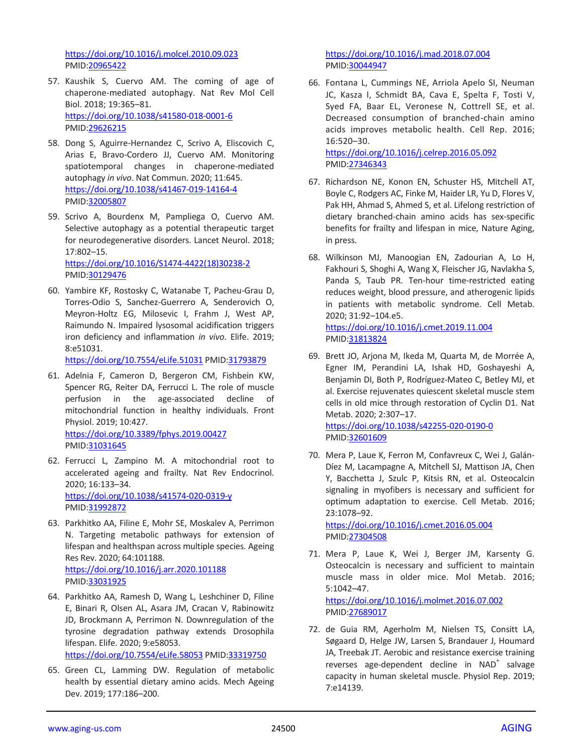https://doi.org/10.1016/j.molcel.2010.09.023 PMID:20965422

57. Kaushik S, Cuervo AM. The coming of age of chaperone-mediated autophagy. Nat Rev Mol Cell Biol. 2018; 19:365–81. https://doi.org/10.1038/s41580-018-0001-6 PMID:29626215

58. Dong S, Aguirre-Hernandez C, Scrivo A, Eliscovich C, Arias E, Bravo-Cordero JJ, Cuervo AM. Monitoring spatiotemporal changes in chaperone-mediated autophagy *in vivo*. Nat Commun. 2020; 11:645. https://doi.org/10.1038/s41467-019-14164-4 PMID:32005807

59. Scrivo A, Bourdenx M, Pampliega O, Cuervo AM. Selective autophagy as a potential therapeutic target for neurodegenerative disorders. Lancet Neurol. 2018; 17:802–15. https://doi.org/10.1016/S1474-4422(18)30238-2 PMID:30129476

60. Yambire KF, Rostosky C, Watanabe T, Pacheu-Grau D, Torres-Odio S, Sanchez-Guerrero A, Senderovich O, Meyron-Holtz EG, Milosevic I, Frahm J, West AP, Raimundo N. Impaired lysosomal acidification triggers iron deficiency and inflammation *in vivo*. Elife. 2019; 8:e51031. https://doi.org/10.7554/eLife.51031 PMID:31793879

61. Adelnia F, Cameron D, Bergeron CM, Fishbein KW, Spencer RG, Reiter DA, Ferrucci L. The role of muscle perfusion in the age-associated decline of mitochondrial function in healthy individuals. Front Physiol. 2019; 10:427. https://doi.org/10.3389/fphys.2019.00427 PMID:31031645

62. Ferrucci L, Zampino M. A mitochondrial root to accelerated ageing and frailty. Nat Rev Endocrinol. 2020; 16:133–34. https://doi.org/10.1038/s41574-020-0319-y PMID:31992872

63. Parkhitko AA, Filine E, Mohr SE, Moskalev A, Perrimon N. Targeting metabolic pathways for extension of lifespan and healthspan across multiple species. Ageing Res Rev. 2020; 64:101188. https://doi.org/10.1016/j.arr.2020.101188 PMID:33031925

64. Parkhitko AA, Ramesh D, Wang L, Leshchiner D, Filine E, Binari R, Olsen AL, Asara JM, Cracan V, Rabinowitz JD, Brockmann A, Perrimon N. Downregulation of the tyrosine degradation pathway extends Drosophila lifespan. Elife. 2020; 9:e58053. https://doi.org/10.7554/eLife.58053 PMID:33319750

65. Green CL, Lamming DW. Regulation of metabolic health by essential dietary amino acids. Mech Ageing Dev. 2019; 177:186–200. https://doi.org/10.1016/j.mad.2018.07.004 PMID:30044947

66. Fontana L, Cummings NE, Arriola Apelo SI, Neuman JC, Kasza I, Schmidt BA, Cava E, Spelta F, Tosti V, Syed FA, Baar EL, Veronese N, Cottrell SE, et al. Decreased consumption of branched-chain amino acids improves metabolic health. Cell Rep. 2016; 16:520–30. https://doi.org/10.1016/j.celrep.2016.05.092 PMID:27346343

67. Richardson NE, Konon EN, Schuster HS, Mitchell AT, Boyle C, Rodgers AC, Finke M, Haider LR, Yu D, Flores V, Pak HH, Ahmad S, Ahmed S, et al. Lifelong restriction of dietary branched-chain amino acids has sex-specific benefits for frailty and lifespan in mice, Nature Aging, in press.

68. Wilkinson MJ, Manoogian EN, Zadourian A, Lo H, Fakhouri S, Shoghi A, Wang X, Fleischer JG, Navlakha S, Panda S, Taub PR. Ten-hour time-restricted eating reduces weight, blood pressure, and atherogenic lipids in patients with metabolic syndrome. Cell Metab. 2020; 31:92–104.e5. https://doi.org/10.1016/j.cmet.2019.11.004 PMID:31813824

69. Brett JO, Arjona M, Ikeda M, Quarta M, de Morrée A, Egner IM, Perandini LA, Ishak HD, Goshayeshi A, Benjamin DI, Both P, Rodríguez-Mateo C, Betley MJ, et al. Exercise rejuvenates quiescent skeletal muscle stem cells in old mice through restoration of Cyclin D1. Nat Metab. 2020; 2:307–17. https://doi.org/10.1038/s42255-020-0190-0 PMID:32601609

70. Mera P, Laue K, Ferron M, Confavreux C, Wei J, Galán-Díez M, Lacampagne A, Mitchell SJ, Mattison JA, Chen Y, Bacchetta J, Szulc P, Kitsis RN, et al. Osteocalcin signaling in myofibers is necessary and sufficient for optimum adaptation to exercise. Cell Metab. 2016; 23:1078–92. https://doi.org/10.1016/j.cmet.2016.05.004 PMID:27304508

71. Mera P, Laue K, Wei J, Berger JM, Karsenty G. Osteocalcin is necessary and sufficient to maintain muscle mass in older mice. Mol Metab. 2016; 5:1042–47. https://doi.org/10.1016/j.molmet.2016.07.002 PMID:27689017

72. de Guia RM, Agerholm M, Nielsen TS, Consitt LA, Søgaard D, Helge JW, Larsen S, Brandauer J, Houmard JA, Treebak JT. Aerobic and resistance exercise training reverses age-dependent decline in $NAD^+$ salvage capacity in human skeletal muscle. Physiol Rep. 2019; 7:e14139.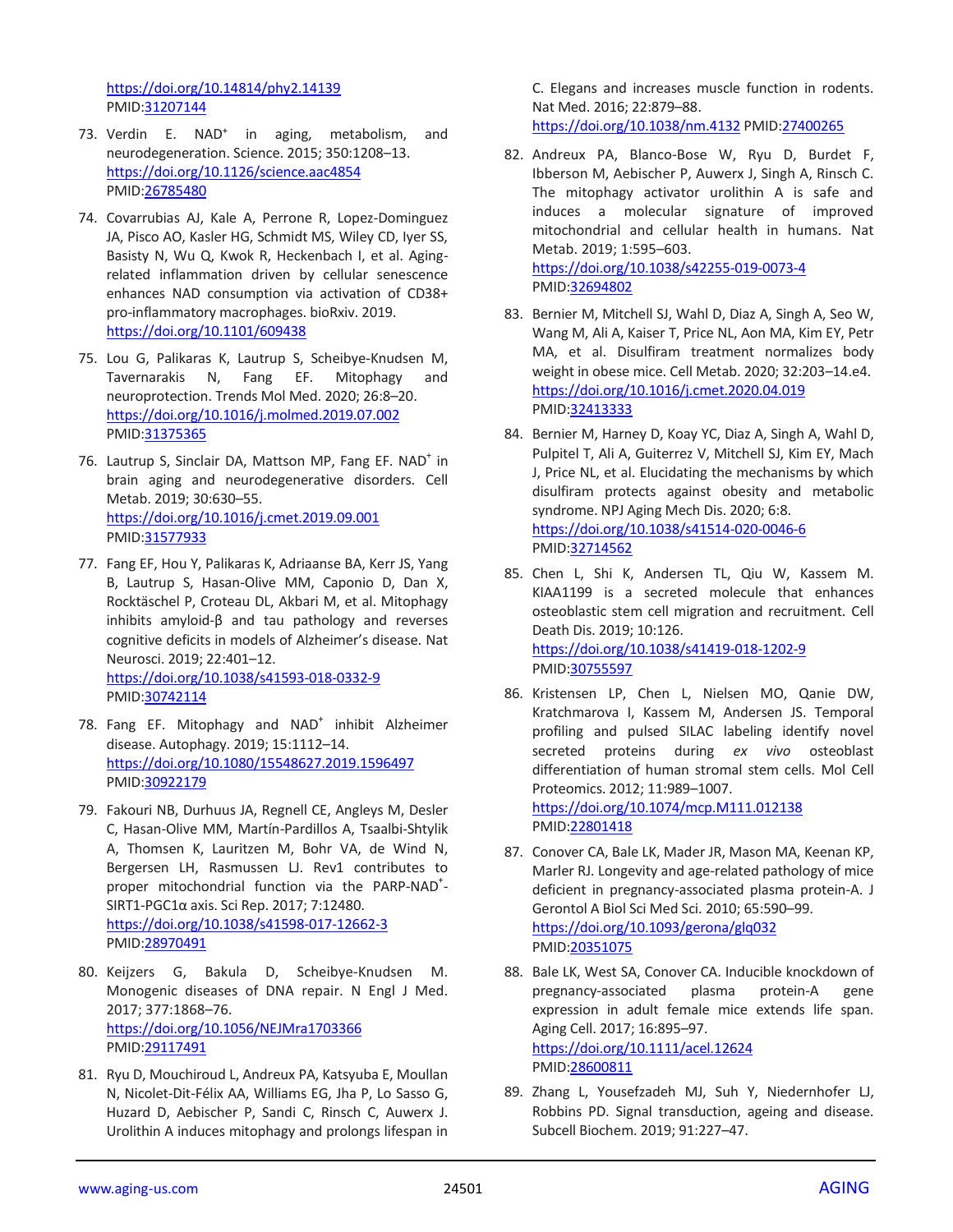https://doi.org/10.14814/phy2.14139
PMID:31207144

73. Verdin E. NAD+ in aging, metabolism, and neurodegeneration. Science. 2015; 350:1208–13. https://doi.org/10.1126/science.aac4854 PMID:26785480

74. Covarrubias AJ, Kale A, Perrone R, Lopez-Dominguez JA, Pisco AO, Kasler HG, Schmidt MS, Wiley CD, Iyer SS, Basisty N, Wu Q, Kwok R, Heckenbach I, et al. Aging-related inflammation driven by cellular senescence enhances NAD consumption via activation of CD38+ pro-inflammatory macrophages. bioRxiv. 2019. https://doi.org/10.1101/609438

75. Lou G, Palikaras K, Lautrup S, Scheibye-Knudsen M, Tavernarakis N, Fang EF. Mitophagy and neuroprotection. Trends Mol Med. 2020; 26:8–20. https://doi.org/10.1016/j.molmed.2019.07.002 PMID:31375365

76. Lautrup S, Sinclair DA, Mattson MP, Fang EF. NAD+ in brain aging and neurodegenerative disorders. Cell Metab. 2019; 30:630–55. https://doi.org/10.1016/j.cmet.2019.09.001 PMID:31577933

77. Fang EF, Hou Y, Palikaras K, Adriaanse BA, Kerr JS, Yang B, Lautrup S, Hasan-Olive MM, Caponio D, Dan X, Rocktäschel P, Croteau DL, Akbari M, et al. Mitophagy inhibits amyloid-β and tau pathology and reverses cognitive deficits in models of Alzheimer's disease. Nat Neurosci. 2019; 22:401–12. https://doi.org/10.1038/s41593-018-0332-9 PMID:30742114

78. Fang EF. Mitophagy and NAD+ inhibit Alzheimer disease. Autophagy. 2019; 15:1112–14. https://doi.org/10.1080/15548627.2019.1596497 PMID:30922179

79. Fakouri NB, Durhuus JA, Regnell CE, Angleys M, Desler C, Hasan-Olive MM, Martín-Pardillos A, Tsaalbi-Shtylik A, Thomsen K, Lauritzen M, Bohr VA, de Wind N, Bergersen LH, Rasmussen LJ. Rev1 contributes to proper mitochondrial function via the PARP-NAD+-SIRT1-PGC1α axis. Sci Rep. 2017; 7:12480. https://doi.org/10.1038/s41598-017-12662-3 PMID:28970491

80. Keijzers G, Bakula D, Scheibye-Knudsen M. Monogenic diseases of DNA repair. N Engl J Med. 2017; 377:1868–76. https://doi.org/10.1056/NEJMra1703366 PMID:29117491

81. Ryu D, Mouchiroud L, Andreux PA, Katsyuba E, Moullan N, Nicolet-Dit-Félix AA, Williams EG, Jha P, Lo Sasso G, Huzard D, Aebischer P, Sandi C, Rinsch C, Auwerx J. Urolithin A induces mitophagy and prolongs lifespan in C. Elegans and increases muscle function in rodents. Nat Med. 2016; 22:879–88. https://doi.org/10.1038/nm.4132 PMID:27400265

82. Andreux PA, Blanco-Bose W, Ryu D, Burdet F, Ibberson M, Aebischer P, Auwerx J, Singh A, Rinsch C. The mitophagy activator urolithin A is safe and induces a molecular signature of improved mitochondrial and cellular health in humans. Nat Metab. 2019; 1:595–603. https://doi.org/10.1038/s42255-019-0073-4 PMID:32694802

83. Bernier M, Mitchell SJ, Wahl D, Diaz A, Singh A, Seo W, Wang M, Ali A, Kaiser T, Price NL, Aon MA, Kim EY, Petr MA, et al. Disulfiram treatment normalizes body weight in obese mice. Cell Metab. 2020; 32:203–14.e4. https://doi.org/10.1016/j.cmet.2020.04.019 PMID:32413333

84. Bernier M, Harney D, Koay YC, Diaz A, Singh A, Wahl D, Pulpitel T, Ali A, Guiterrez V, Mitchell SJ, Kim EY, Mach J, Price NL, et al. Elucidating the mechanisms by which disulfiram protects against obesity and metabolic syndrome. NPJ Aging Mech Dis. 2020; 6:8. https://doi.org/10.1038/s41514-020-0046-6 PMID:32714562

85. Chen L, Shi K, Andersen TL, Qiu W, Kassem M. KIAA1199 is a secreted molecule that enhances osteoblastic stem cell migration and recruitment. Cell Death Dis. 2019; 10:126. https://doi.org/10.1038/s41419-018-1202-9 PMID:30755597

86. Kristensen LP, Chen L, Nielsen MO, Qanie DW, Kratchmarova I, Kassem M, Andersen JS. Temporal profiling and pulsed SILAC labeling identify novel secreted proteins during *ex vivo* osteoblast differentiation of human stromal stem cells. Mol Cell Proteomics. 2012; 11:989–1007. https://doi.org/10.1074/mcp.M111.012138 PMID:22801418

87. Conover CA, Bale LK, Mader JR, Mason MA, Keenan KP, Marler RJ. Longevity and age-related pathology of mice deficient in pregnancy-associated plasma protein-A. J Gerontol A Biol Sci Med Sci. 2010; 65:590–99. https://doi.org/10.1093/gerona/glq032 PMID:20351075

88. Bale LK, West SA, Conover CA. Inducible knockdown of pregnancy-associated plasma protein-A gene expression in adult female mice extends life span. Aging Cell. 2017; 16:895–97. https://doi.org/10.1111/acel.12624 PMID:28600811

89. Zhang L, Yousefzadeh MJ, Suh Y, Niedernhofer LJ, Robbins PD. Signal transduction, ageing and disease. Subcell Biochem. 2019; 91:227–47.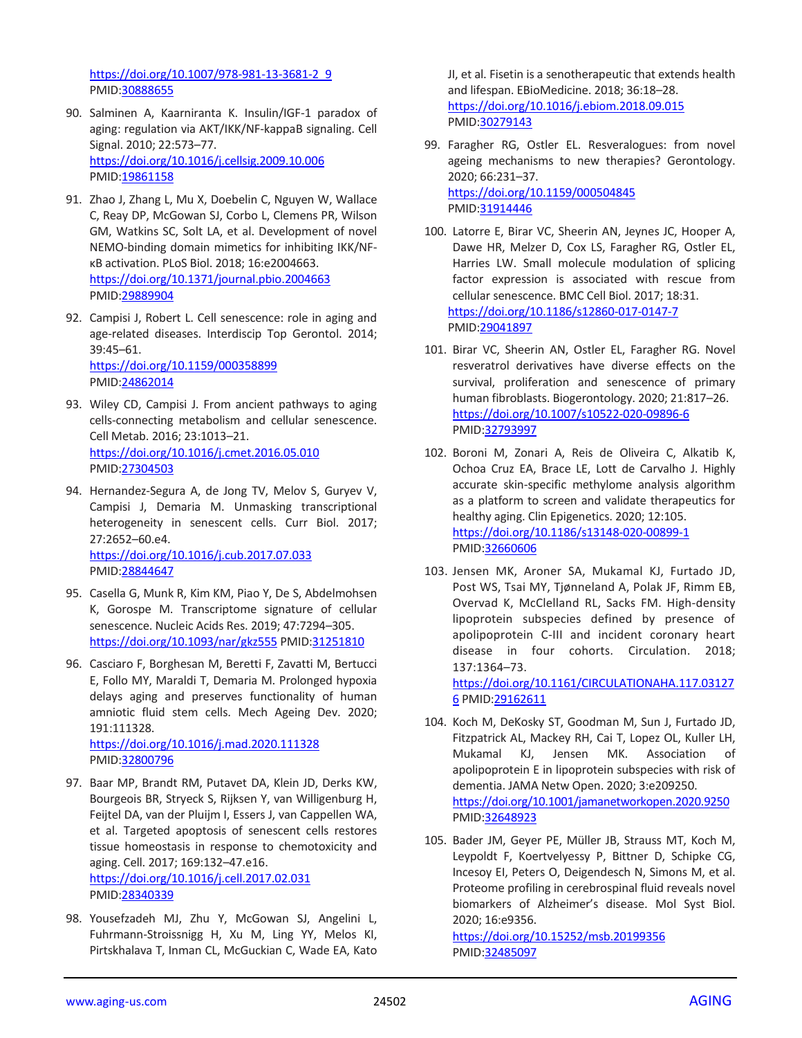https://doi.org/10.1007/978-981-13-3681-2_9
PMID:30888655

90. Salminen A, Kaarniranta K. Insulin/IGF-1 paradox of aging: regulation via AKT/IKK/NF-kappaB signaling. Cell Signal. 2010; 22:573–77.
https://doi.org/10.1016/j.cellsig.2009.10.006
PMID:19861158

91. Zhao J, Zhang L, Mu X, Doebelin C, Nguyen W, Wallace C, Reay DP, McGowan SJ, Corbo L, Clemens PR, Wilson GM, Watkins SC, Solt LA, et al. Development of novel NEMO-binding domain mimetics for inhibiting IKK/NF-κB activation. PLoS Biol. 2018; 16:e2004663.
https://doi.org/10.1371/journal.pbio.2004663
PMID:29889904

92. Campisi J, Robert L. Cell senescence: role in aging and age-related diseases. Interdiscip Top Gerontol. 2014; 39:45–61.
https://doi.org/10.1159/000358899
PMID:24862014

93. Wiley CD, Campisi J. From ancient pathways to aging cells-connecting metabolism and cellular senescence. Cell Metab. 2016; 23:1013–21.
https://doi.org/10.1016/j.cmet.2016.05.010
PMID:27304503

94. Hernandez-Segura A, de Jong TV, Melov S, Guryev V, Campisi J, Demaria M. Unmasking transcriptional heterogeneity in senescent cells. Curr Biol. 2017; 27:2652–60.e4.
https://doi.org/10.1016/j.cub.2017.07.033
PMID:28844647

95. Casella G, Munk R, Kim KM, Piao Y, De S, Abdelmohsen K, Gorospe M. Transcriptome signature of cellular senescence. Nucleic Acids Res. 2019; 47:7294–305.
https://doi.org/10.1093/nar/gkz555 PMID:31251810

96. Casciaro F, Borghesan M, Beretti F, Zavatti M, Bertucci E, Follo MY, Maraldi T, Demaria M. Prolonged hypoxia delays aging and preserves functionality of human amniotic fluid stem cells. Mech Ageing Dev. 2020; 191:111328.
https://doi.org/10.1016/j.mad.2020.111328
PMID:32800796

97. Baar MP, Brandt RM, Putavet DA, Klein JD, Derks KW, Bourgeois BR, Stryeck S, Rijksen Y, van Willigenburg H, Feijtel DA, van der Pluijm I, Essers J, van Cappellen WA, et al. Targeted apoptosis of senescent cells restores tissue homeostasis in response to chemotoxicity and aging. Cell. 2017; 169:132–47.e16.
https://doi.org/10.1016/j.cell.2017.02.031
PMID:28340339

98. Yousefzadeh MJ, Zhu Y, McGowan SJ, Angelini L, Fuhrmann-Stroissnigg H, Xu M, Ling YY, Melos KI, Pirtskhalava T, Inman CL, McGuckian C, Wade EA, Kato JI, et al. Fisetin is a senotherapeutic that extends health and lifespan. EBioMedicine. 2018; 36:18–28.
https://doi.org/10.1016/j.ebiom.2018.09.015
PMID:30279143

99. Faragher RG, Ostler EL. Resveralogues: from novel ageing mechanisms to new therapies? Gerontology. 2020; 66:231–37.
https://doi.org/10.1159/000504845
PMID:31914446

100. Latorre E, Birar VC, Sheerin AN, Jeynes JC, Hooper A, Dawe HR, Melzer D, Cox LS, Faragher RG, Ostler EL, Harries LW. Small molecule modulation of splicing factor expression is associated with rescue from cellular senescence. BMC Cell Biol. 2017; 18:31.
https://doi.org/10.1186/s12860-017-0147-7
PMID:29041897

101. Birar VC, Sheerin AN, Ostler EL, Faragher RG. Novel resveratrol derivatives have diverse effects on the survival, proliferation and senescence of primary human fibroblasts. Biogerontology. 2020; 21:817–26.
https://doi.org/10.1007/s10522-020-09896-6
PMID:32793997

102. Boroni M, Zonari A, Reis de Oliveira C, Alkatib K, Ochoa Cruz EA, Brace LE, Lott de Carvalho J. Highly accurate skin-specific methylome analysis algorithm as a platform to screen and validate therapeutics for healthy aging. Clin Epigenetics. 2020; 12:105.
https://doi.org/10.1186/s13148-020-00899-1
PMID:32660606

103. Jensen MK, Aroner SA, Mukamal KJ, Furtado JD, Post WS, Tsai MY, Tjønneland A, Polak JF, Rimm EB, Overvad K, McClelland RL, Sacks FM. High-density lipoprotein subspecies defined by presence of apolipoprotein C-III and incident coronary heart disease in four cohorts. Circulation. 2018; 137:1364–73.
https://doi.org/10.1161/CIRCULATIONAHA.117.031276 PMID:29162611

104. Koch M, DeKosky ST, Goodman M, Sun J, Furtado JD, Fitzpatrick AL, Mackey RH, Cai T, Lopez OL, Kuller LH, Mukamal KJ, Jensen MK. Association of apolipoprotein E in lipoprotein subspecies with risk of dementia. JAMA Netw Open. 2020; 3:e209250.
https://doi.org/10.1001/jamanetworkopen.2020.9250
PMID:32648923

105. Bader JM, Geyer PE, Müller JB, Strauss MT, Koch M, Leypoldt F, Koertvelyessy P, Bittner D, Schipke CG, Incesoy EI, Peters O, Deigendesch N, Simons M, et al. Proteome profiling in cerebrospinal fluid reveals novel biomarkers of Alzheimer's disease. Mol Syst Biol. 2020; 16:e9356.
https://doi.org/10.15252/msb.20199356
PMID:32485097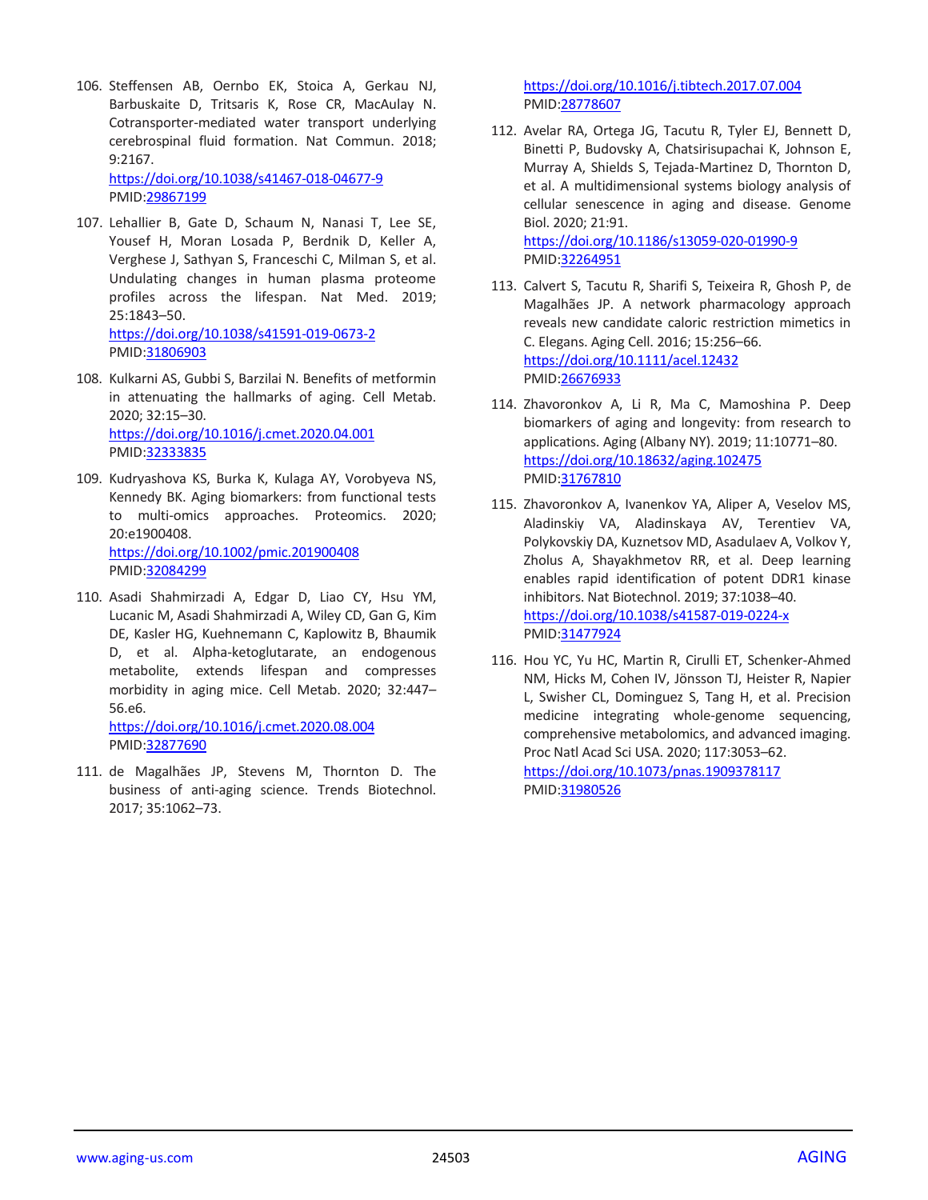106. Steffensen AB, Oernbo EK, Stoica A, Gerkau NJ, Barbuskaite D, Tritsaris K, Rose CR, MacAulay N. Cotransporter-mediated water transport underlying cerebrospinal fluid formation. Nat Commun. 2018; 9:2167.
https://doi.org/10.1038/s41467-018-04677-9
PMID:29867199

107. Lehallier B, Gate D, Schaum N, Nanasi T, Lee SE, Yousef H, Moran Losada P, Berdnik D, Keller A, Verghese J, Sathyan S, Franceschi C, Milman S, et al. Undulating changes in human plasma proteome profiles across the lifespan. Nat Med. 2019; 25:1843–50.
https://doi.org/10.1038/s41591-019-0673-2
PMID:31806903

108. Kulkarni AS, Gubbi S, Barzilai N. Benefits of metformin in attenuating the hallmarks of aging. Cell Metab. 2020; 32:15–30.
https://doi.org/10.1016/j.cmet.2020.04.001
PMID:32333835

109. Kudryashova KS, Burka K, Kulaga AY, Vorobyeva NS, Kennedy BK. Aging biomarkers: from functional tests to multi-omics approaches. Proteomics. 2020; 20:e1900408.
https://doi.org/10.1002/pmic.201900408
PMID:32084299

110. Asadi Shahmirzadi A, Edgar D, Liao CY, Hsu YM, Lucanic M, Asadi Shahmirzadi A, Wiley CD, Gan G, Kim DE, Kasler HG, Kuehnemann C, Kaplowitz B, Bhaumik D, et al. Alpha-ketoglutarate, an endogenous metabolite, extends lifespan and compresses morbidity in aging mice. Cell Metab. 2020; 32:447–56.e6.
https://doi.org/10.1016/j.cmet.2020.08.004
PMID:32877690

111. de Magalhães JP, Stevens M, Thornton D. The business of anti-aging science. Trends Biotechnol. 2017; 35:1062–73.
https://doi.org/10.1016/j.tibtech.2017.07.004
PMID:28778607

112. Avelar RA, Ortega JG, Tacutu R, Tyler EJ, Bennett D, Binetti P, Budovsky A, Chatsirisupachai K, Johnson E, Murray A, Shields S, Tejada-Martinez D, Thornton D, et al. A multidimensional systems biology analysis of cellular senescence in aging and disease. Genome Biol. 2020; 21:91.
https://doi.org/10.1186/s13059-020-01990-9
PMID:32264951

113. Calvert S, Tacutu R, Sharifi S, Teixeira R, Ghosh P, de Magalhães JP. A network pharmacology approach reveals new candidate caloric restriction mimetics in C. Elegans. Aging Cell. 2016; 15:256–66.
https://doi.org/10.1111/acel.12432
PMID:26676933

114. Zhavoronkov A, Li R, Ma C, Mamoshina P. Deep biomarkers of aging and longevity: from research to applications. Aging (Albany NY). 2019; 11:10771–80.
https://doi.org/10.18632/aging.102475
PMID:31767810

115. Zhavoronkov A, Ivanenkov YA, Aliper A, Veselov MS, Aladinskiy VA, Aladinskaya AV, Terentiev VA, Polykovskiy DA, Kuznetsov MD, Asadulaev A, Volkov Y, Zholus A, Shayakhmetov RR, et al. Deep learning enables rapid identification of potent DDR1 kinase inhibitors. Nat Biotechnol. 2019; 37:1038–40.
https://doi.org/10.1038/s41587-019-0224-x
PMID:31477924

116. Hou YC, Yu HC, Martin R, Cirulli ET, Schenker-Ahmed NM, Hicks M, Cohen IV, Jönsson TJ, Heister R, Napier L, Swisher CL, Dominguez S, Tang H, et al. Precision medicine integrating whole-genome sequencing, comprehensive metabolomics, and advanced imaging. Proc Natl Acad Sci USA. 2020; 117:3053–62.
https://doi.org/10.1073/pnas.1909378117
PMID:31980526